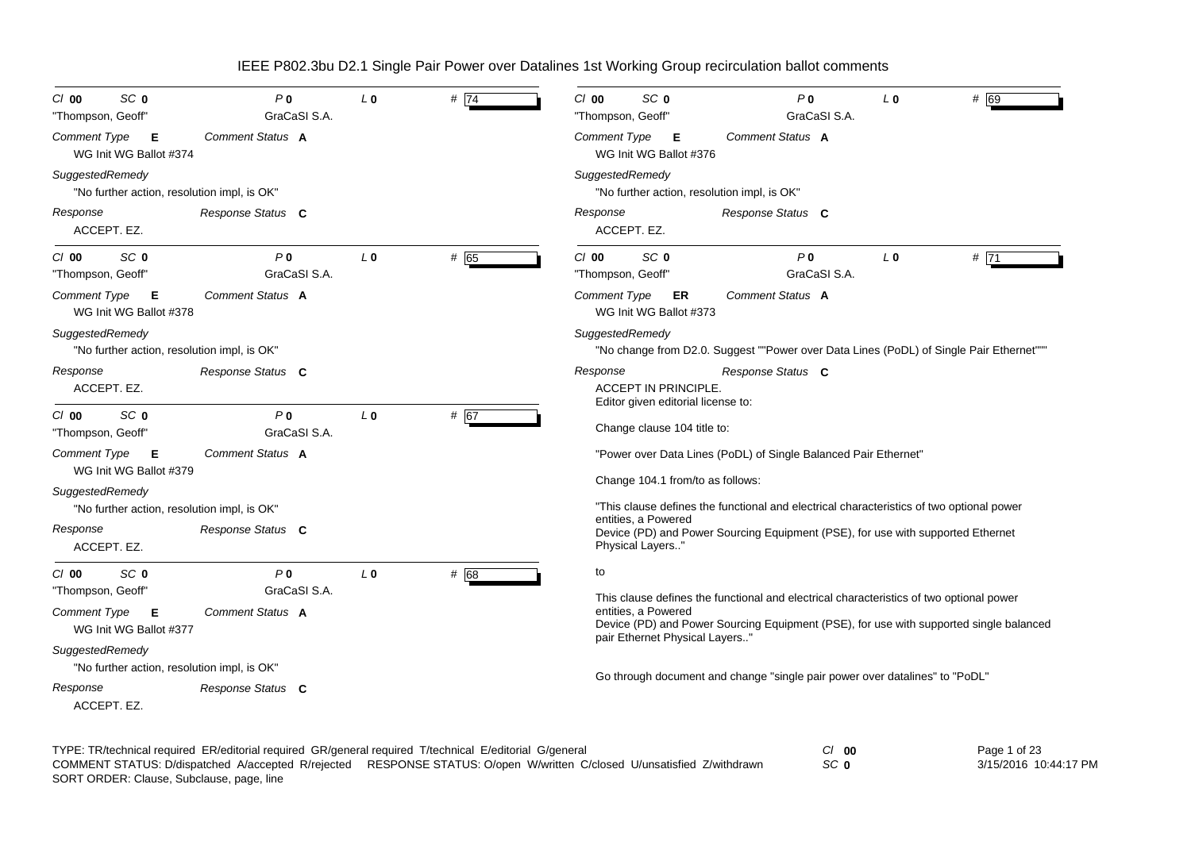# IEEE P802.3bu D2.1 Single Pair Power over Datalines 1st Working Group recirculation ballot comments

---

*Cl* **00** *SC* **0** *P* **0** *L* **0** # 74

"Thompson, Geoff" GraCaSI S.A.

*Comment Type* **E** *Comment Status* **A**

WG Init WG Ballot #374

*SuggestedRemedy*

"No further action, resolution impl, is OK"

*Response* *Response Status* **C**

ACCEPT. EZ.

---

*Cl* **00** *SC* **0** *P* **0** *L* **0** # 65

"Thompson, Geoff" GraCaSI S.A.

*Comment Type* **E** *Comment Status* **A**

WG Init WG Ballot #378

*SuggestedRemedy*

"No further action, resolution impl, is OK"

*Response* *Response Status* **C**

ACCEPT. EZ.

---

*Cl* **00** *SC* **0** *P* **0** *L* **0** # 67

"Thompson, Geoff" GraCaSI S.A.

*Comment Type* **E** *Comment Status* **A**

WG Init WG Ballot #379

*SuggestedRemedy*

"No further action, resolution impl, is OK"

*Response* *Response Status* **C**

ACCEPT. EZ.

---

*Cl* **00** *SC* **0** *P* **0** *L* **0** # 68

"Thompson, Geoff" GraCaSI S.A.

*Comment Type* **E** *Comment Status* **A**

WG Init WG Ballot #377

*SuggestedRemedy*

"No further action, resolution impl, is OK"

*Response* *Response Status* **C**

ACCEPT. EZ.

---

*Cl* **00** *SC* **0** *P* **0** *L* **0** # 69

"Thompson, Geoff" GraCaSI S.A.

*Comment Type* **E** *Comment Status* **A**

WG Init WG Ballot #376

*SuggestedRemedy*

"No further action, resolution impl, is OK"

*Response* *Response Status* **C**

ACCEPT. EZ.

---

*Cl* **00** *SC* **0** *P* **0** *L* **0** # 71

"Thompson, Geoff" GraCaSI S.A.

*Comment Type* **ER** *Comment Status* **A**

WG Init WG Ballot #373

*SuggestedRemedy*

"No change from D2.0. Suggest ""Power over Data Lines (PoDL) of Single Pair Ethernet"""

*Response* *Response Status* **C**

ACCEPT IN PRINCIPLE.
Editor given editorial license to:

Change clause 104 title to:

"Power over Data Lines (PoDL) of Single Balanced Pair Ethernet"

Change 104.1 from/to as follows:

"This clause defines the functional and electrical characteristics of two optional power entities, a Powered
Device (PD) and Power Sourcing Equipment (PSE), for use with supported Ethernet Physical Layers.."

to

This clause defines the functional and electrical characteristics of two optional power entities, a Powered
Device (PD) and Power Sourcing Equipment (PSE), for use with supported single balanced pair Ethernet Physical Layers.."

Go through document and change "single pair power over datalines" to "PoDL"

---

TYPE: TR/technical required ER/editorial required GR/general required T/technical E/editorial G/general
COMMENT STATUS: D/dispatched A/accepted R/rejected RESPONSE STATUS: O/open W/written C/closed U/unsatisfied Z/withdrawn
SORT ORDER: Clause, Subclause, page, line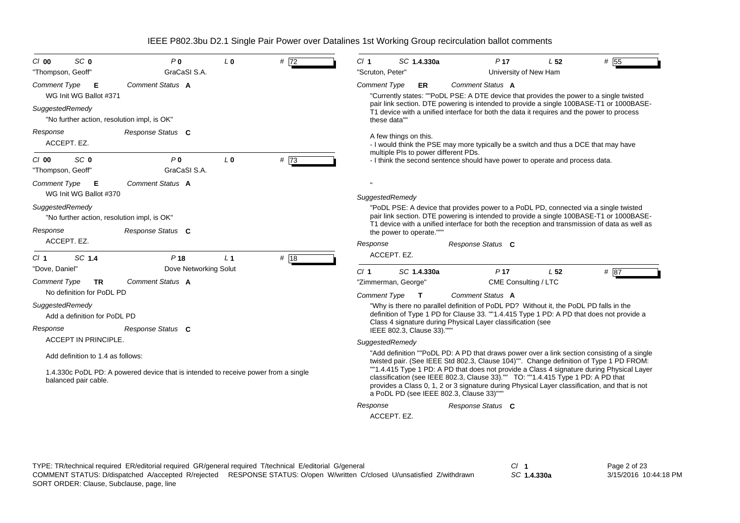# IEEE P802.3bu D2.1 Single Pair Power over Datalines 1st Working Group recirculation ballot comments

---

*Cl* **00** *SC* **0** *P* **0** *L* **0** *#* **72**

"Thompson, Geoff" GraCaSI S.A.

*Comment Type* **E** *Comment Status* **A**

WG Init WG Ballot #371

*SuggestedRemedy*

"No further action, resolution impl, is OK"

*Response* *Response Status* **C**

ACCEPT. EZ.

---

*Cl* **00** *SC* **0** *P* **0** *L* **0** *#* **73**

"Thompson, Geoff" GraCaSI S.A.

*Comment Type* **E** *Comment Status* **A**

WG Init WG Ballot #370

*SuggestedRemedy*

"No further action, resolution impl, is OK"

*Response* *Response Status* **C**

ACCEPT. EZ.

---

*Cl* **1** *SC* **1.4** *P* **18** *L* **1** *#* **18**

"Dove, Daniel" Dove Networking Solut

*Comment Type* **TR** *Comment Status* **A**

No definition for PoDL PD

*SuggestedRemedy*

Add a definition for PoDL PD

*Response* *Response Status* **C**

ACCEPT IN PRINCIPLE.

Add definition to 1.4 as follows:

1.4.330c PoDL PD: A powered device that is intended to receive power from a single balanced pair cable.

---

*Cl* **1** *SC* **1.4.330a** *P* **17** *L* **52** *#* **55**

"Scruton, Peter" University of New Ham

*Comment Type* **ER** *Comment Status* **A**

"Currently states: ""PoDL PSE: A DTE device that provides the power to a single twisted pair link section. DTE powering is intended to provide a single 100BASE-T1 or 1000BASE-T1 device with a unified interface for both the data it requires and the power to process these data""

A few things on this.
- I would think the PSE may more typically be a switch and thus a DCE that may have multiple PIs to power different PDs.
- I think the second sentence should have power to operate and process data.

"

*SuggestedRemedy*

"PoDL PSE: A device that provides power to a PoDL PD, connected via a single twisted pair link section. DTE powering is intended to provide a single 100BASE-T1 or 1000BASE-T1 device with a unified interface for both the reception and transmission of data as well as the power to operate."""

*Response* *Response Status* **C**

ACCEPT. EZ.

---

*Cl* **1** *SC* **1.4.330a** *P* **17** *L* **52** *#* **87**

"Zimmerman, George" CME Consulting / LTC

*Comment Type* **T** *Comment Status* **A**

"Why is there no parallel definition of PoDL PD? Without it, the PoDL PD falls in the definition of Type 1 PD for Clause 33. ""1.4.415 Type 1 PD: A PD that does not provide a Class 4 signature during Physical Layer classification (see IEEE 802.3, Clause 33)."""

*SuggestedRemedy*

"Add definition ""PoDL PD: A PD that draws power over a link section consisting of a single twisted pair. (See IEEE Std 802.3, Clause 104)"". Change definition of Type 1 PD FROM: ""1.4.415 Type 1 PD: A PD that does not provide a Class 4 signature during Physical Layer classification (see IEEE 802.3, Clause 33)."" TO: ""1.4.415 Type 1 PD: A PD that provides a Class 0, 1, 2 or 3 signature during Physical Layer classification, and that is not a PoDL PD (see IEEE 802.3, Clause 33)"""

*Response* *Response Status* **C**

ACCEPT. EZ.

---

TYPE: TR/technical required ER/editorial required GR/general required T/technical E/editorial G/general
COMMENT STATUS: D/dispatched A/accepted R/rejected RESPONSE STATUS: O/open W/written C/closed U/unsatisfied Z/withdrawn
SORT ORDER: Clause, Subclause, page, line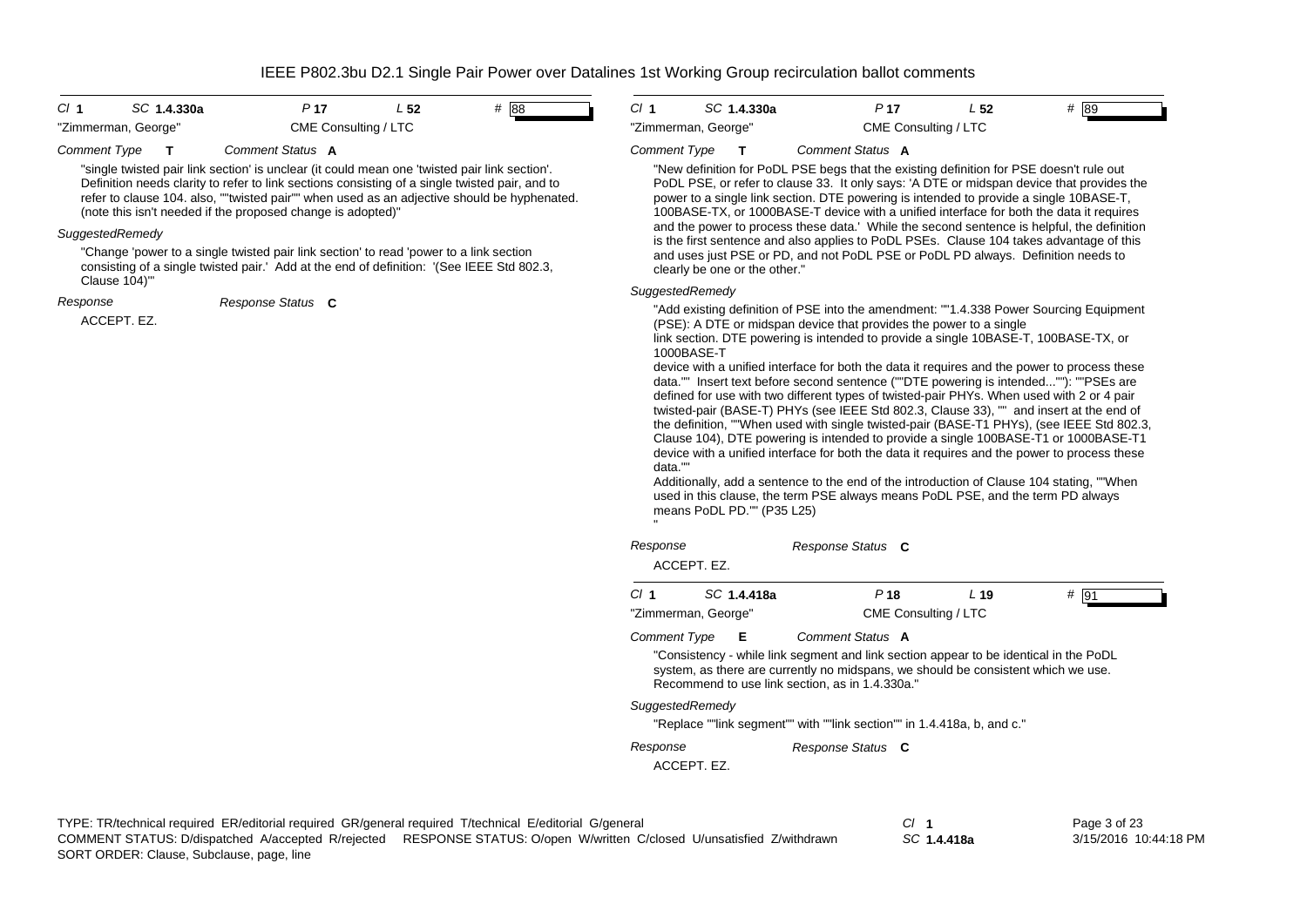**Cl** 1 **SC** 1.4.330a **P** 17 **L** 52 **#** 88

"Zimmerman, George" CME Consulting / LTC

*Comment Type* **T** *Comment Status* **A**

"single twisted pair link section' is unclear (it could mean one 'twisted pair link section'. Definition needs clarity to refer to link sections consisting of a single twisted pair, and to refer to clause 104. also, ""twisted pair"" when used as an adjective should be hyphenated. (note this isn't needed if the proposed change is adopted)"

*SuggestedRemedy*

"Change 'power to a single twisted pair link section' to read 'power to a link section consisting of a single twisted pair.' Add at the end of definition: '(See IEEE Std 802.3, Clause 104)'"

*Response* *Response Status* **C**

ACCEPT. EZ.

---

**Cl** 1 **SC** 1.4.330a **P** 17 **L** 52 **#** 89

"Zimmerman, George" CME Consulting / LTC

*Comment Type* **T** *Comment Status* **A**

"New definition for PoDL PSE begs that the existing definition for PSE doesn't rule out PoDL PSE, or refer to clause 33. It only says: 'A DTE or midspan device that provides the power to a single link section. DTE powering is intended to provide a single 10BASE-T, 100BASE-TX, or 1000BASE-T device with a unified interface for both the data it requires and the power to process these data.' While the second sentence is helpful, the definition is the first sentence and also applies to PoDL PSEs. Clause 104 takes advantage of this and uses just PSE or PD, and not PoDL PSE or PoDL PD always. Definition needs to clearly be one or the other."

*SuggestedRemedy*

"Add existing definition of PSE into the amendment: ""1.4.338 Power Sourcing Equipment (PSE): A DTE or midspan device that provides the power to a single link section. DTE powering is intended to provide a single 10BASE-T, 100BASE-TX, or 1000BASE-T device with a unified interface for both the data it requires and the power to process these data."" Insert text before second sentence (""DTE powering is intended...""): ""PSEs are defined for use with two different types of twisted-pair PHYs. When used with 2 or 4 pair twisted-pair (BASE-T) PHYs (see IEEE Std 802.3, Clause 33), "" and insert at the end of the definition, ""When used with single twisted-pair (BASE-T1 PHYs), (see IEEE Std 802.3, Clause 104), DTE powering is intended to provide a single 100BASE-T1 or 1000BASE-T1 device with a unified interface for both the data it requires and the power to process these data.""
Additionally, add a sentence to the end of the introduction of Clause 104 stating, ""When used in this clause, the term PSE always means PoDL PSE, and the term PD always means PoDL PD."" (P35 L25)
"

*Response* *Response Status* **C**

ACCEPT. EZ.

---

**Cl** 1 **SC** 1.4.418a **P** 18 **L** 19 **#** 91

"Zimmerman, George" CME Consulting / LTC

*Comment Type* **E** *Comment Status* **A**

"Consistency - while link segment and link section appear to be identical in the PoDL system, as there are currently no midspans, we should be consistent which we use. Recommend to use link section, as in 1.4.330a."

*SuggestedRemedy*

"Replace ""link segment"" with ""link section"" in 1.4.418a, b, and c."

*Response* *Response Status* **C**

ACCEPT. EZ.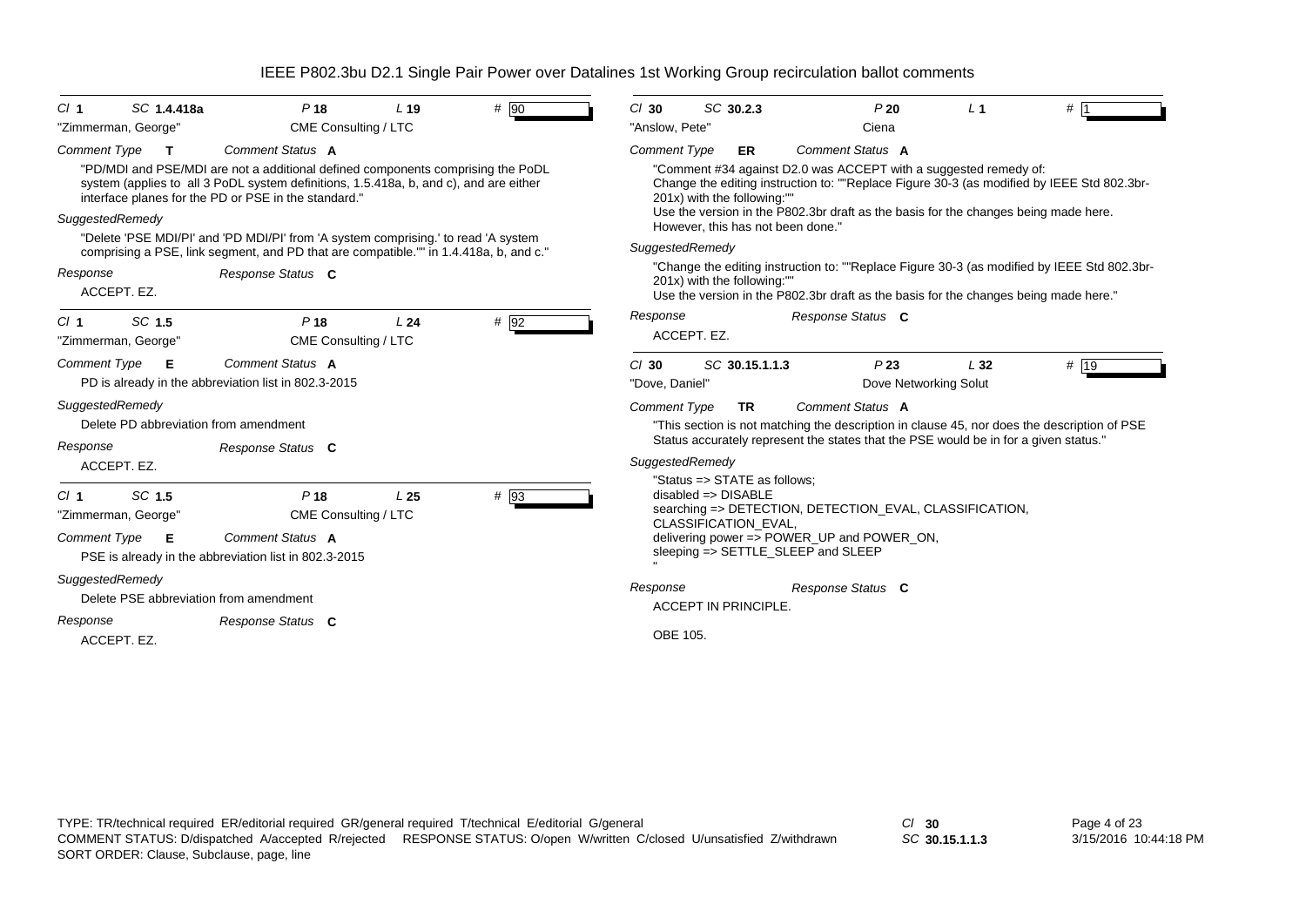# IEEE P802.3bu D2.1 Single Pair Power over Datalines 1st Working Group recirculation ballot comments

---

*Cl* **1** *SC* **1.4.418a** *P* **18** *L* **19** # 90

"Zimmerman, George" CME Consulting / LTC

*Comment Type* **T** *Comment Status* **A**

"PD/MDI and PSE/MDI are not a additional defined components comprising the PoDL system (applies to all 3 PoDL system definitions, 1.5.418a, b, and c), and are either interface planes for the PD or PSE in the standard."

*SuggestedRemedy*

"Delete 'PSE MDI/PI' and 'PD MDI/PI' from 'A system comprising.' to read 'A system comprising a PSE, link segment, and PD that are compatible."" in 1.4.418a, b, and c."

*Response* *Response Status* **C**

ACCEPT. EZ.

---

*Cl* **1** *SC* **1.5** *P* **18** *L* **24** # 92

"Zimmerman, George" CME Consulting / LTC

*Comment Type* **E** *Comment Status* **A**

PD is already in the abbreviation list in 802.3-2015

*SuggestedRemedy*

Delete PD abbreviation from amendment

*Response* *Response Status* **C**

ACCEPT. EZ.

---

*Cl* **1** *SC* **1.5** *P* **18** *L* **25** # 93

"Zimmerman, George" CME Consulting / LTC

*Comment Type* **E** *Comment Status* **A**

PSE is already in the abbreviation list in 802.3-2015

*SuggestedRemedy*

Delete PSE abbreviation from amendment

*Response* *Response Status* **C**

ACCEPT. EZ.

---

*Cl* **30** *SC* **30.2.3** *P* **20** *L* **1** # 1

"Anslow, Pete" Ciena

*Comment Type* **ER** *Comment Status* **A**

"Comment #34 against D2.0 was ACCEPT with a suggested remedy of:
Change the editing instruction to: ""Replace Figure 30-3 (as modified by IEEE Std 802.3br-201x) with the following:""
Use the version in the P802.3br draft as the basis for the changes being made here.
However, this has not been done."

*SuggestedRemedy*

"Change the editing instruction to: ""Replace Figure 30-3 (as modified by IEEE Std 802.3br-201x) with the following:""
Use the version in the P802.3br draft as the basis for the changes being made here."

*Response* *Response Status* **C**

ACCEPT. EZ.

---

*Cl* **30** *SC* **30.15.1.1.3** *P* **23** *L* **32** # 19

"Dove, Daniel" Dove Networking Solut

*Comment Type* **TR** *Comment Status* **A**

"This section is not matching the description in clause 45, nor does the description of PSE Status accurately represent the states that the PSE would be in for a given status."

*SuggestedRemedy*

"Status => STATE as follows;
disabled => DISABLE
searching => DETECTION, DETECTION_EVAL, CLASSIFICATION, CLASSIFICATION_EVAL,
delivering power => POWER_UP and POWER_ON,
sleeping => SETTLE_SLEEP and SLEEP
"

*Response* *Response Status* **C**

ACCEPT IN PRINCIPLE.

OBE 105.

---

TYPE: TR/technical required ER/editorial required GR/general required T/technical E/editorial G/general
COMMENT STATUS: D/dispatched A/accepted R/rejected RESPONSE STATUS: O/open W/written C/closed U/unsatisfied Z/withdrawn
SORT ORDER: Clause, Subclause, page, line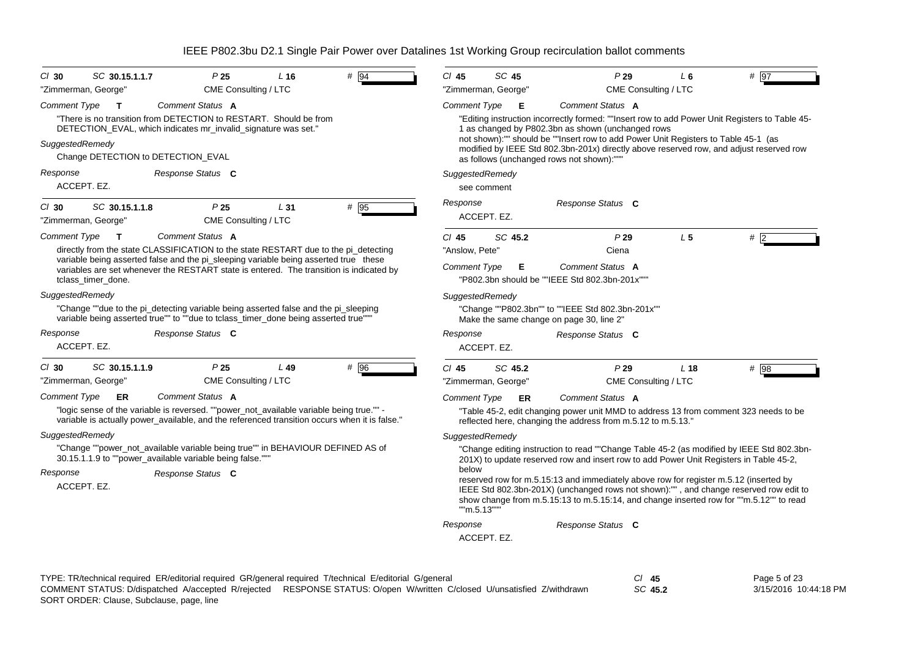**Cl 30 SC 30.15.1.1.7 P 25 L 16 # 94**

"Zimmerman, George" — CME Consulting / LTC

*Comment Type* **T** *Comment Status* **A**

"There is no transition from DETECTION to RESTART. Should be from DETECTION_EVAL, which indicates mr_invalid_signature was set."

*SuggestedRemedy*

Change DETECTION to DETECTION_EVAL

*Response* *Response Status* **C**

ACCEPT. EZ.

---

**Cl 30 SC 30.15.1.1.8 P 25 L 31 # 95**

"Zimmerman, George" — CME Consulting / LTC

*Comment Type* **T** *Comment Status* **A**

directly from the state CLASSIFICATION to the state RESTART due to the pi_detecting variable being asserted false and the pi_sleeping variable being asserted true these variables are set whenever the RESTART state is entered. The transition is indicated by tclass_timer_done.

*SuggestedRemedy*

"Change ""due to the pi_detecting variable being asserted false and the pi_sleeping variable being asserted true"" to ""due to tclass_timer_done being asserted true"""

*Response* *Response Status* **C**

ACCEPT. EZ.

---

**Cl 30 SC 30.15.1.1.9 P 25 L 49 # 96**

"Zimmerman, George" — CME Consulting / LTC

*Comment Type* **ER** *Comment Status* **A**

"logic sense of the variable is reversed. ""power_not_available variable being true."" - variable is actually power_available, and the referenced transition occurs when it is false."

*SuggestedRemedy*

"Change ""power_not_available variable being true"" in BEHAVIOUR DEFINED AS of 30.15.1.1.9 to ""power_available variable being false."""

*Response* *Response Status* **C**

ACCEPT. EZ.

---

**Cl 45 SC 45 P 29 L 6 # 97**

"Zimmerman, George" — CME Consulting / LTC

*Comment Type* **E** *Comment Status* **A**

"Editing instruction incorrectly formed: ""Insert row to add Power Unit Registers to Table 45-1 as changed by P802.3bn as shown (unchanged rows not shown):"" should be ""Insert row to add Power Unit Registers to Table 45-1 (as modified by IEEE Std 802.3bn-201x) directly above reserved row, and adjust reserved row as follows (unchanged rows not shown):"""

*SuggestedRemedy*

see comment

*Response* *Response Status* **C**

ACCEPT. EZ.

---

**Cl 45 SC 45.2 P 29 L 5 # 2**

"Anslow, Pete" — Ciena

*Comment Type* **E** *Comment Status* **A**

"P802.3bn should be ""IEEE Std 802.3bn-201x"""

*SuggestedRemedy*

"Change ""P802.3bn"" to ""IEEE Std 802.3bn-201x""
Make the same change on page 30, line 2"

*Response* *Response Status* **C**

ACCEPT. EZ.

---

**Cl 45 SC 45.2 P 29 L 18 # 98**

"Zimmerman, George" — CME Consulting / LTC

*Comment Type* **ER** *Comment Status* **A**

"Table 45-2, edit changing power unit MMD to address 13 from comment 323 needs to be reflected here, changing the address from m.5.12 to m.5.13."

*SuggestedRemedy*

"Change editing instruction to read ""Change Table 45-2 (as modified by IEEE Std 802.3bn-201X) to update reserved row and insert row to add Power Unit Registers in Table 45-2, below
reserved row for m.5.15:13 and immediately above row for register m.5.12 (inserted by IEEE Std 802.3bn-201X) (unchanged rows not shown):"" , and change reserved row edit to show change from m.5.15:13 to m.5.15:14, and change inserted row for ""m.5.12"" to read ""m.5.13"""

*Response* *Response Status* **C**

ACCEPT. EZ.

---

TYPE: TR/technical required ER/editorial required GR/general required T/technical E/editorial G/general
COMMENT STATUS: D/dispatched A/accepted R/rejected RESPONSE STATUS: O/open W/written C/closed U/unsatisfied Z/withdrawn
SORT ORDER: Clause, Subclause, page, line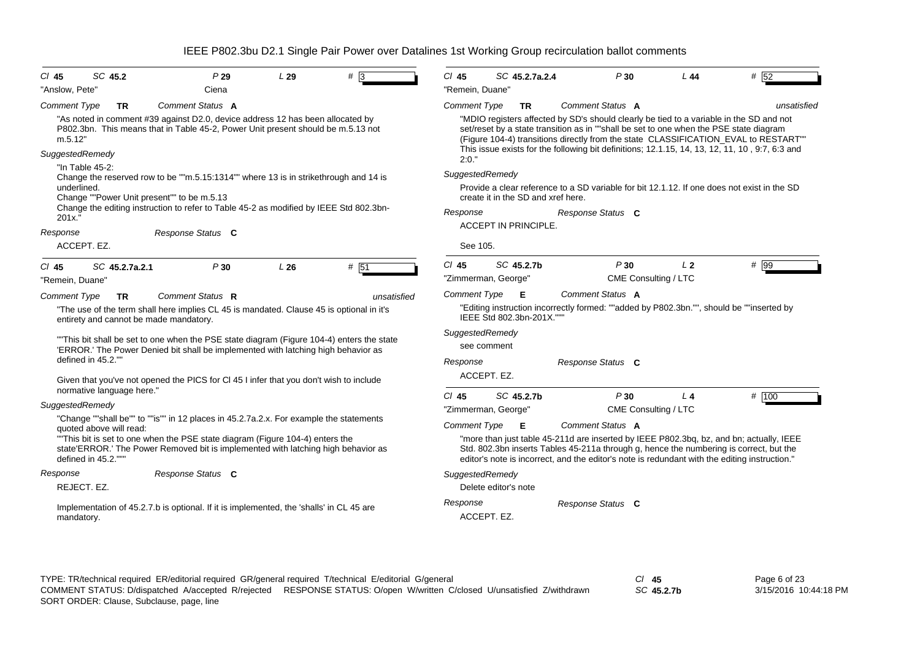# IEEE P802.3bu D2.1 Single Pair Power over Datalines 1st Working Group recirculation ballot comments

**Cl** 45 **SC** 45.2 **P** 29 **L** 29 **#** 3

"Anslow, Pete" Ciena

*Comment Type* **TR** *Comment Status* **A**

"As noted in comment #39 against D2.0, device address 12 has been allocated by P802.3bn. This means that in Table 45-2, Power Unit present should be m.5.13 not m.5.12"

*SuggestedRemedy*

"In Table 45-2:
Change the reserved row to be ""m.5.15:1314"" where 13 is in strikethrough and 14 is underlined.
Change ""Power Unit present"" to be m.5.13
Change the editing instruction to refer to Table 45-2 as modified by IEEE Std 802.3bn-201x."

*Response* *Response Status* **C**

ACCEPT. EZ.

---

**Cl** 45 **SC** 45.2.7a.2.1 **P** 30 **L** 26 **#** 51

"Remein, Duane"

*Comment Type* **TR** *Comment Status* **R** *unsatisfied*

"The use of the term shall here implies CL 45 is mandated. Clause 45 is optional in it's entirety and cannot be made mandatory.

""This bit shall be set to one when the PSE state diagram (Figure 104-4) enters the state 'ERROR.' The Power Denied bit shall be implemented with latching high behavior as defined in 45.2.""

Given that you've not opened the PICS for Cl 45 I infer that you don't wish to include normative language here."

*SuggestedRemedy*

"Change ""shall be"" to ""is"" in 12 places in 45.2.7a.2.x. For example the statements quoted above will read:
""This bit is set to one when the PSE state diagram (Figure 104-4) enters the state'ERROR.' The Power Removed bit is implemented with latching high behavior as defined in 45.2."""

*Response* *Response Status* **C**

REJECT. EZ.

Implementation of 45.2.7.b is optional. If it is implemented, the 'shalls' in CL 45 are mandatory.

---

**Cl** 45 **SC** 45.2.7a.2.4 **P** 30 **L** 44 **#** 52

"Remein, Duane"

*Comment Type* **TR** *Comment Status* **A** *unsatisfied*

"MDIO registers affected by SD's should clearly be tied to a variable in the SD and not set/reset by a state transition as in ""shall be set to one when the PSE state diagram (Figure 104-4) transitions directly from the state CLASSIFICATION_EVAL to RESTART"" This issue exists for the following bit definitions; 12.1.15, 14, 13, 12, 11, 10 , 9:7, 6:3 and 2:0."

*SuggestedRemedy*

Provide a clear reference to a SD variable for bit 12.1.12. If one does not exist in the SD create it in the SD and xref here.

*Response* *Response Status* **C**

ACCEPT IN PRINCIPLE.

See 105.

---

**Cl** 45 **SC** 45.2.7b **P** 30 **L** 2 **#** 99

"Zimmerman, George" CME Consulting / LTC

*Comment Type* **E** *Comment Status* **A**

"Editing instruction incorrectly formed: ""added by P802.3bn."", should be ""inserted by IEEE Std 802.3bn-201X."""

*SuggestedRemedy*

see comment

*Response* *Response Status* **C**

ACCEPT. EZ.

---

**Cl** 45 **SC** 45.2.7b **P** 30 **L** 4 **#** 100

"Zimmerman, George" CME Consulting / LTC

*Comment Type* **E** *Comment Status* **A**

"more than just table 45-211d are inserted by IEEE P802.3bq, bz, and bn; actually, IEEE Std. 802.3bn inserts Tables 45-211a through g, hence the numbering is correct, but the editor's note is incorrect, and the editor's note is redundant with the editing instruction."

*SuggestedRemedy*

Delete editor's note

*Response* *Response Status* **C**

ACCEPT. EZ.

---

TYPE: TR/technical required ER/editorial required GR/general required T/technical E/editorial G/general
COMMENT STATUS: D/dispatched A/accepted R/rejected RESPONSE STATUS: O/open W/written C/closed U/unsatisfied Z/withdrawn
SORT ORDER: Clause, Subclause, page, line

Cl 45 SC 45.2.7b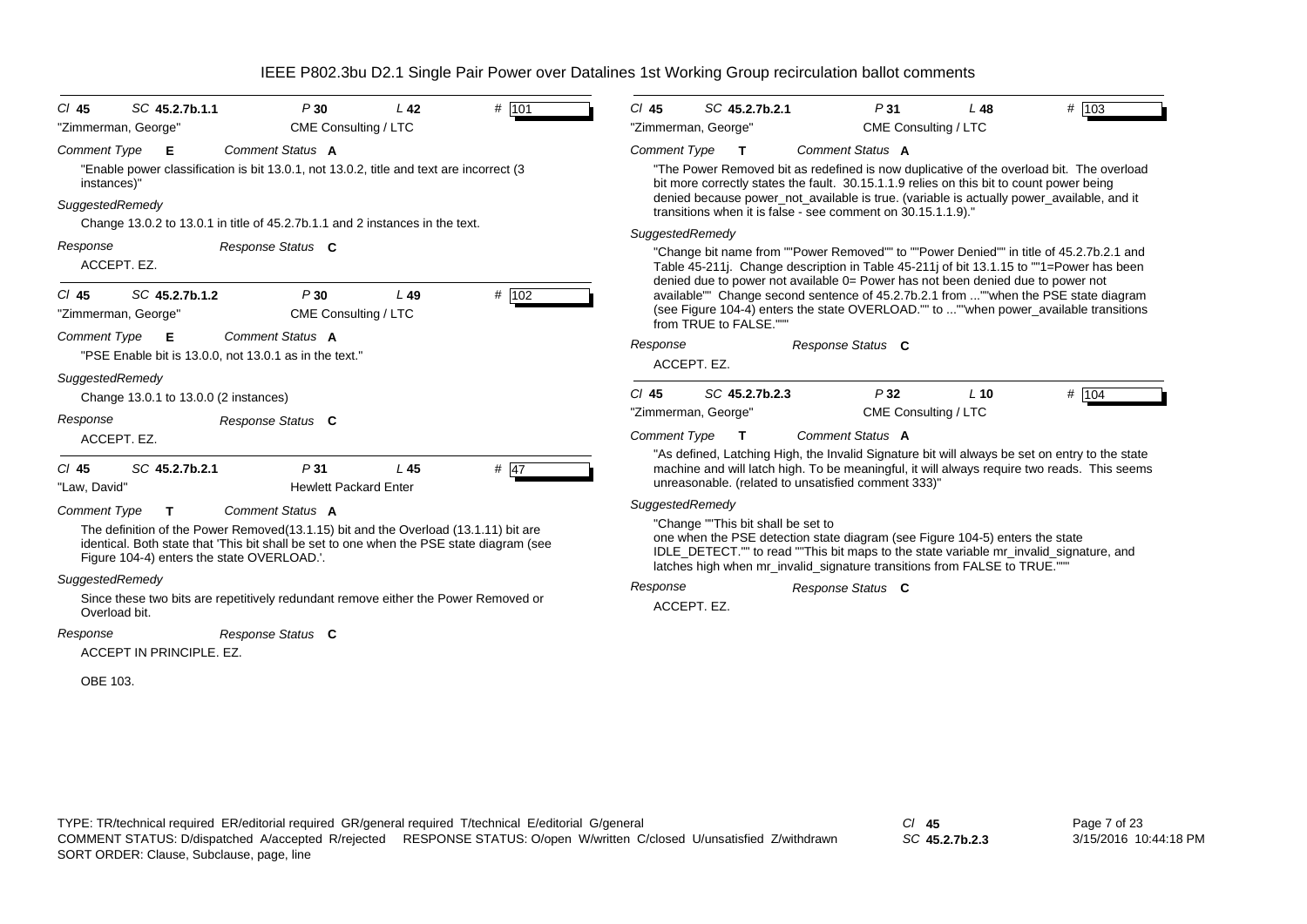# IEEE P802.3bu D2.1 Single Pair Power over Datalines 1st Working Group recirculation ballot comments

---

**Cl** 45 **SC** 45.2.7b.1.1 **P** 30 **L** 42 **#** 101

"Zimmerman, George" — CME Consulting / LTC

*Comment Type* **E** *Comment Status* **A**

"Enable power classification is bit 13.0.1, not 13.0.2, title and text are incorrect (3 instances)"

*SuggestedRemedy*

Change 13.0.2 to 13.0.1 in title of 45.2.7b.1.1 and 2 instances in the text.

*Response* *Response Status* **C**

ACCEPT. EZ.

---

**Cl** 45 **SC** 45.2.7b.1.2 **P** 30 **L** 49 **#** 102

"Zimmerman, George" — CME Consulting / LTC

*Comment Type* **E** *Comment Status* **A**

"PSE Enable bit is 13.0.0, not 13.0.1 as in the text."

*SuggestedRemedy*

Change 13.0.1 to 13.0.0 (2 instances)

*Response* *Response Status* **C**

ACCEPT. EZ.

---

**Cl** 45 **SC** 45.2.7b.2.1 **P** 31 **L** 45 **#** 47

"Law, David" — Hewlett Packard Enter

*Comment Type* **T** *Comment Status* **A**

The definition of the Power Removed(13.1.15) bit and the Overload (13.1.11) bit are identical. Both state that 'This bit shall be set to one when the PSE state diagram (see Figure 104-4) enters the state OVERLOAD.'.

*SuggestedRemedy*

Since these two bits are repetitively redundant remove either the Power Removed or Overload bit.

*Response* *Response Status* **C**

ACCEPT IN PRINCIPLE. EZ.

OBE 103.

---

**Cl** 45 **SC** 45.2.7b.2.1 **P** 31 **L** 48 **#** 103

"Zimmerman, George" — CME Consulting / LTC

*Comment Type* **T** *Comment Status* **A**

"The Power Removed bit as redefined is now duplicative of the overload bit. The overload bit more correctly states the fault. 30.15.1.1.9 relies on this bit to count power being denied because power_not_available is true. (variable is actually power_available, and it transitions when it is false - see comment on 30.15.1.1.9)."

*SuggestedRemedy*

"Change bit name from ""Power Removed"" to ""Power Denied"" in title of 45.2.7b.2.1 and Table 45-211j. Change description in Table 45-211j of bit 13.1.15 to ""1=Power has been denied due to power not available 0= Power has not been denied due to power not available"" Change second sentence of 45.2.7b.2.1 from ...""when the PSE state diagram (see Figure 104-4) enters the state OVERLOAD."" to ...""when power_available transitions from TRUE to FALSE."""

*Response* *Response Status* **C**

ACCEPT. EZ.

---

**Cl** 45 **SC** 45.2.7b.2.3 **P** 32 **L** 10 **#** 104

"Zimmerman, George" — CME Consulting / LTC

*Comment Type* **T** *Comment Status* **A**

"As defined, Latching High, the Invalid Signature bit will always be set on entry to the state machine and will latch high. To be meaningful, it will always require two reads. This seems unreasonable. (related to unsatisfied comment 333)"

*SuggestedRemedy*

"Change ""This bit shall be set to one when the PSE detection state diagram (see Figure 104-5) enters the state IDLE_DETECT."" to read ""This bit maps to the state variable mr_invalid_signature, and latches high when mr_invalid_signature transitions from FALSE to TRUE."""

*Response* *Response Status* **C**

ACCEPT. EZ.

---

TYPE: TR/technical required ER/editorial required GR/general required T/technical E/editorial G/general
COMMENT STATUS: D/dispatched A/accepted R/rejected RESPONSE STATUS: O/open W/written C/closed U/unsatisfied Z/withdrawn
SORT ORDER: Clause, Subclause, page, line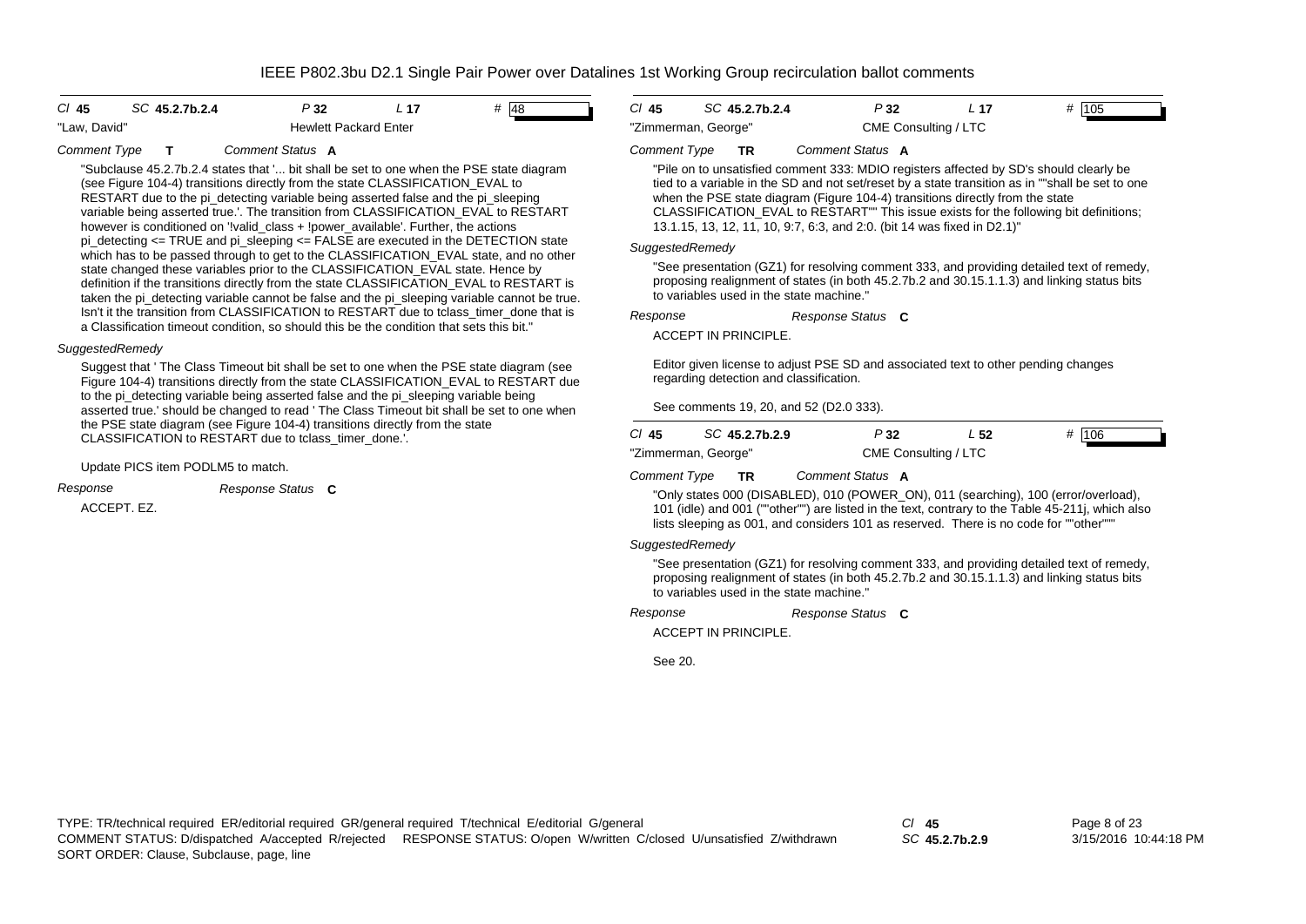| *Cl* **45** | *SC* **45.2.7b.2.4** | *P* **32** | *L* **17** | # 48 |
|---|---|---|---|---|
| "Law, David" | | Hewlett Packard Enter | | |

*Comment Type* **T** *Comment Status* **A**

"Subclause 45.2.7b.2.4 states that '... bit shall be set to one when the PSE state diagram (see Figure 104-4) transitions directly from the state CLASSIFICATION_EVAL to RESTART due to the pi_detecting variable being asserted false and the pi_sleeping variable being asserted true.'. The transition from CLASSIFICATION_EVAL to RESTART however is conditioned on '!valid_class + !power_available'. Further, the actions pi_detecting <= TRUE and pi_sleeping <= FALSE are executed in the DETECTION state which has to be passed through to get to the CLASSIFICATION_EVAL state, and no other state changed these variables prior to the CLASSIFICATION_EVAL state. Hence by definition if the transitions directly from the state CLASSIFICATION_EVAL to RESTART is taken the pi_detecting variable cannot be false and the pi_sleeping variable cannot be true. Isn't it the transition from CLASSIFICATION to RESTART due to tclass_timer_done that is a Classification timeout condition, so should this be the condition that sets this bit."

*SuggestedRemedy*

Suggest that ' The Class Timeout bit shall be set to one when the PSE state diagram (see Figure 104-4) transitions directly from the state CLASSIFICATION_EVAL to RESTART due to the pi_detecting variable being asserted false and the pi_sleeping variable being asserted true.' should be changed to read ' The Class Timeout bit shall be set to one when the PSE state diagram (see Figure 104-4) transitions directly from the state CLASSIFICATION to RESTART due to tclass_timer_done.'.

Update PICS item PODLM5 to match.

*Response* *Response Status* **C**

ACCEPT. EZ.

| *Cl* **45** | *SC* **45.2.7b.2.4** | *P* **32** | *L* **17** | # 105 |
|---|---|---|---|---|
| "Zimmerman, George" | | CME Consulting / LTC | | |

*Comment Type* **TR** *Comment Status* **A**

"Pile on to unsatisfied comment 333: MDIO registers affected by SD's should clearly be tied to a variable in the SD and not set/reset by a state transition as in ""shall be set to one when the PSE state diagram (Figure 104-4) transitions directly from the state CLASSIFICATION_EVAL to RESTART"" This issue exists for the following bit definitions; 13.1.15, 13, 12, 11, 10, 9:7, 6:3, and 2:0. (bit 14 was fixed in D2.1)"

*SuggestedRemedy*

"See presentation (GZ1) for resolving comment 333, and providing detailed text of remedy, proposing realignment of states (in both 45.2.7b.2 and 30.15.1.1.3) and linking status bits to variables used in the state machine."

*Response* *Response Status* **C**

ACCEPT IN PRINCIPLE.

Editor given license to adjust PSE SD and associated text to other pending changes regarding detection and classification.

See comments 19, 20, and 52 (D2.0 333).

| *Cl* **45** | *SC* **45.2.7b.2.9** | *P* **32** | *L* **52** | # 106 |
|---|---|---|---|---|
| "Zimmerman, George" | | CME Consulting / LTC | | |

*Comment Type* **TR** *Comment Status* **A**

"Only states 000 (DISABLED), 010 (POWER_ON), 011 (searching), 100 (error/overload), 101 (idle) and 001 (""other"") are listed in the text, contrary to the Table 45-211j, which also lists sleeping as 001, and considers 101 as reserved. There is no code for ""other"""

*SuggestedRemedy*

"See presentation (GZ1) for resolving comment 333, and providing detailed text of remedy, proposing realignment of states (in both 45.2.7b.2 and 30.15.1.1.3) and linking status bits to variables used in the state machine."

*Response* *Response Status* **C**

ACCEPT IN PRINCIPLE.

See 20.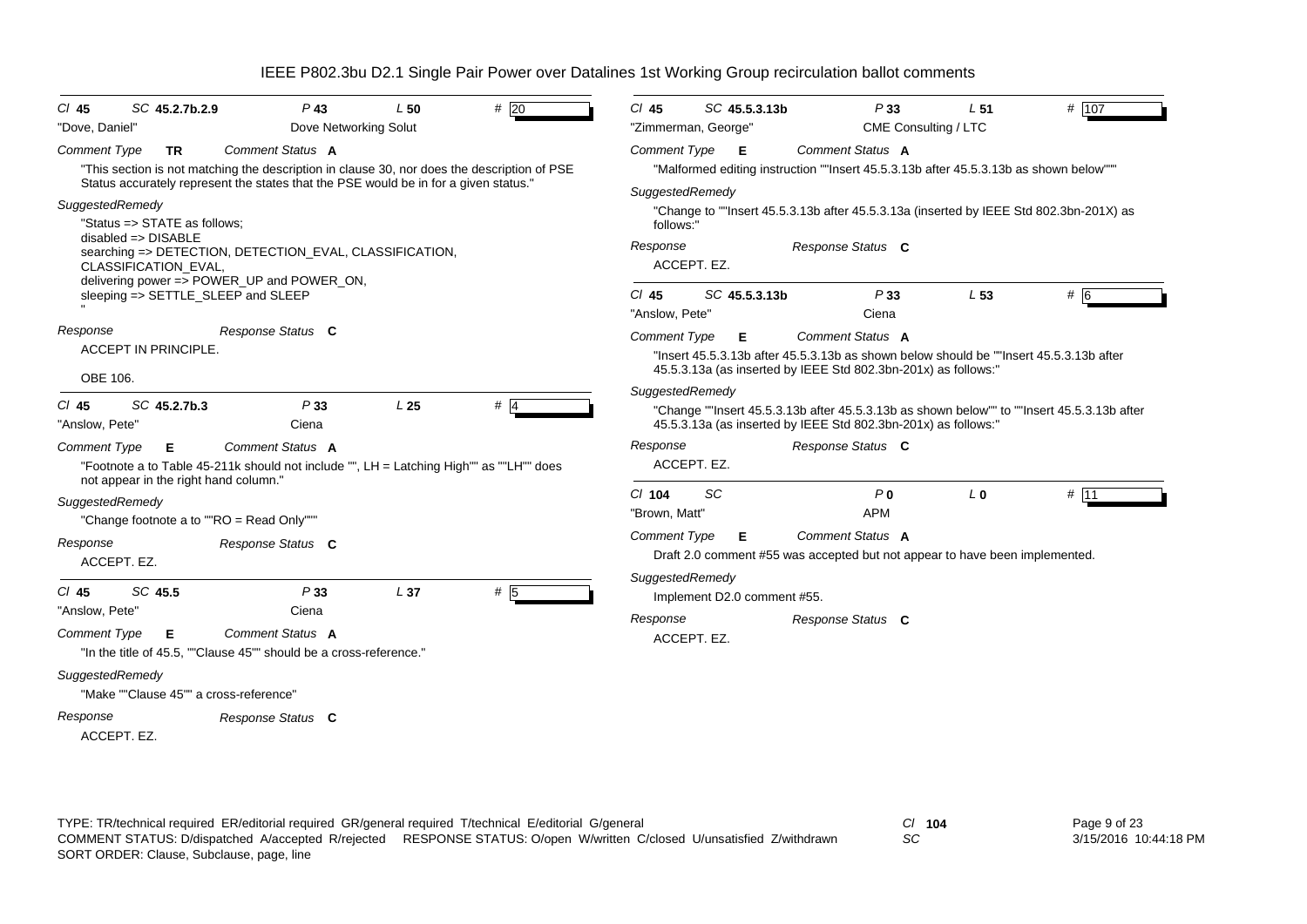# IEEE P802.3bu D2.1 Single Pair Power over Datalines 1st Working Group recirculation ballot comments

**Cl** 45 **SC** 45.2.7b.2.9 **P** 43 **L** 50 **#** 20

"Dove, Daniel" — Dove Networking Solut

*Comment Type* **TR** *Comment Status* **A**

"This section is not matching the description in clause 30, nor does the description of PSE Status accurately represent the states that the PSE would be in for a given status."

*SuggestedRemedy*

"Status => STATE as follows;
disabled => DISABLE
searching => DETECTION, DETECTION_EVAL, CLASSIFICATION, CLASSIFICATION_EVAL,
delivering power => POWER_UP and POWER_ON,
sleeping => SETTLE_SLEEP and SLEEP
"

*Response* *Response Status* **C**

ACCEPT IN PRINCIPLE.

OBE 106.

---

**Cl** 45 **SC** 45.2.7b.3 **P** 33 **L** 25 **#** 4

"Anslow, Pete" — Ciena

*Comment Type* **E** *Comment Status* **A**

"Footnote a to Table 45-211k should not include "", LH = Latching High"" as ""LH"" does not appear in the right hand column."

*SuggestedRemedy*

"Change footnote a to ""RO = Read Only"""

*Response* *Response Status* **C**

ACCEPT. EZ.

---

**Cl** 45 **SC** 45.5 **P** 33 **L** 37 **#** 5

"Anslow, Pete" — Ciena

*Comment Type* **E** *Comment Status* **A**

"In the title of 45.5, ""Clause 45"" should be a cross-reference."

*SuggestedRemedy*

"Make ""Clause 45"" a cross-reference"

*Response* *Response Status* **C**

ACCEPT. EZ.

---

**Cl** 45 **SC** 45.5.3.13b **P** 33 **L** 51 **#** 107

"Zimmerman, George" — CME Consulting / LTC

*Comment Type* **E** *Comment Status* **A**

"Malformed editing instruction ""Insert 45.5.3.13b after 45.5.3.13b as shown below"""

*SuggestedRemedy*

"Change to ""Insert 45.5.3.13b after 45.5.3.13a (inserted by IEEE Std 802.3bn-201X) as follows:"

*Response* *Response Status* **C**

ACCEPT. EZ.

---

**Cl** 45 **SC** 45.5.3.13b **P** 33 **L** 53 **#** 6

"Anslow, Pete" — Ciena

*Comment Type* **E** *Comment Status* **A**

"Insert 45.5.3.13b after 45.5.3.13b as shown below should be ""Insert 45.5.3.13b after 45.5.3.13a (as inserted by IEEE Std 802.3bn-201x) as follows:"

*SuggestedRemedy*

"Change ""Insert 45.5.3.13b after 45.5.3.13b as shown below"" to ""Insert 45.5.3.13b after 45.5.3.13a (as inserted by IEEE Std 802.3bn-201x) as follows:"

*Response* *Response Status* **C**

ACCEPT. EZ.

---

**Cl** 104 **SC** **P** 0 **L** 0 **#** 11

"Brown, Matt" — APM

*Comment Type* **E** *Comment Status* **A**

Draft 2.0 comment #55 was accepted but not appear to have been implemented.

*SuggestedRemedy*

Implement D2.0 comment #55.

*Response* *Response Status* **C**

ACCEPT. EZ.

---

TYPE: TR/technical required ER/editorial required GR/general required T/technical E/editorial G/general
COMMENT STATUS: D/dispatched A/accepted R/rejected RESPONSE STATUS: O/open W/written C/closed U/unsatisfied Z/withdrawn
SORT ORDER: Clause, Subclause, page, line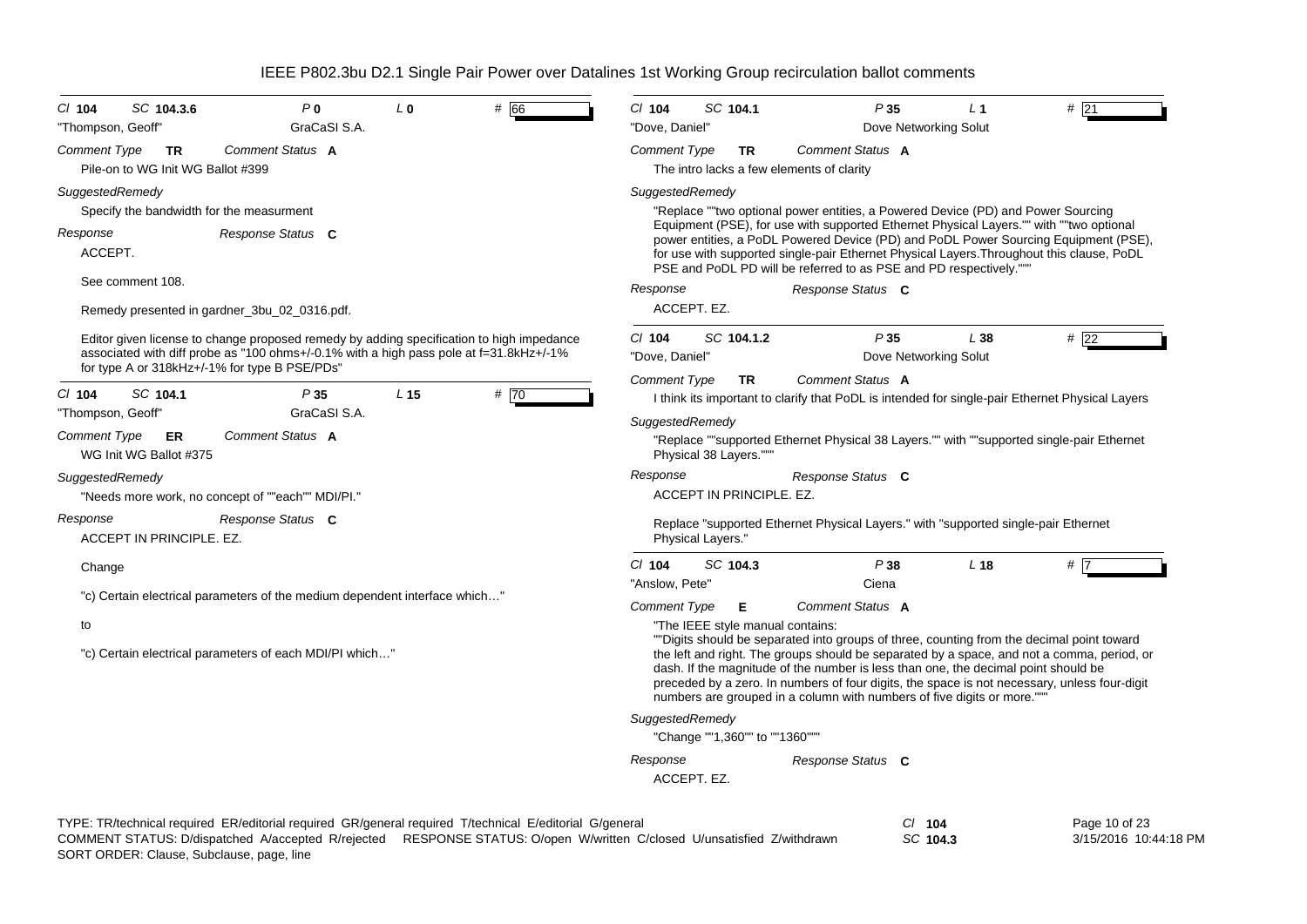IEEE P802.3bu D2.1 Single Pair Power over Datalines 1st Working Group recirculation ballot comments

Cl **104** SC **104.3.6** P **0** L **0** # **66**

"Thompson, Geoff" GraCaSI S.A.

*Comment Type* **TR** *Comment Status* **A**

Pile-on to WG Init WG Ballot #399

*SuggestedRemedy*

Specify the bandwidth for the measurment

*Response* *Response Status* **C**

ACCEPT.

See comment 108.

Remedy presented in gardner_3bu_02_0316.pdf.

Editor given license to change proposed remedy by adding specification to high impedance associated with diff probe as "100 ohms+/-0.1% with a high pass pole at f=31.8kHz+/-1% for type A or 318kHz+/-1% for type B PSE/PDs"

---

Cl **104** SC **104.1** P **35** L **15** # **70**

"Thompson, Geoff" GraCaSI S.A.

*Comment Type* **ER** *Comment Status* **A**

WG Init WG Ballot #375

*SuggestedRemedy*

"Needs more work, no concept of ""each"" MDI/PI."

*Response* *Response Status* **C**

ACCEPT IN PRINCIPLE. EZ.

Change

"c) Certain electrical parameters of the medium dependent interface which…"

to

"c) Certain electrical parameters of each MDI/PI which…"

---

Cl **104** SC **104.1** P **35** L **1** # **21**

"Dove, Daniel" Dove Networking Solut

*Comment Type* **TR** *Comment Status* **A**

The intro lacks a few elements of clarity

*SuggestedRemedy*

"Replace ""two optional power entities, a Powered Device (PD) and Power Sourcing Equipment (PSE), for use with supported Ethernet Physical Layers."" with ""two optional power entities, a PoDL Powered Device (PD) and PoDL Power Sourcing Equipment (PSE), for use with supported single-pair Ethernet Physical Layers.Throughout this clause, PoDL PSE and PoDL PD will be referred to as PSE and PD respectively."""

*Response* *Response Status* **C**

ACCEPT. EZ.

---

Cl **104** SC **104.1.2** P **35** L **38** # **22**

"Dove, Daniel" Dove Networking Solut

*Comment Type* **TR** *Comment Status* **A**

I think its important to clarify that PoDL is intended for single-pair Ethernet Physical Layers

*SuggestedRemedy*

"Replace ""supported Ethernet Physical 38 Layers."" with ""supported single-pair Ethernet Physical 38 Layers."""

*Response* *Response Status* **C**

ACCEPT IN PRINCIPLE. EZ.

Replace "supported Ethernet Physical Layers." with "supported single-pair Ethernet Physical Layers."

---

Cl **104** SC **104.3** P **38** L **18** # **7**

"Anslow, Pete" Ciena

*Comment Type* **E** *Comment Status* **A**

"The IEEE style manual contains:
""Digits should be separated into groups of three, counting from the decimal point toward the left and right. The groups should be separated by a space, and not a comma, period, or dash. If the magnitude of the number is less than one, the decimal point should be preceded by a zero. In numbers of four digits, the space is not necessary, unless four-digit numbers are grouped in a column with numbers of five digits or more."""

*SuggestedRemedy*

"Change ""1,360"" to ""1360"""

*Response* *Response Status* **C**

ACCEPT. EZ.

---

TYPE: TR/technical required ER/editorial required GR/general required T/technical E/editorial G/general
COMMENT STATUS: D/dispatched A/accepted R/rejected RESPONSE STATUS: O/open W/written C/closed U/unsatisfied Z/withdrawn
SORT ORDER: Clause, Subclause, page, line

Cl **104** SC **104.3**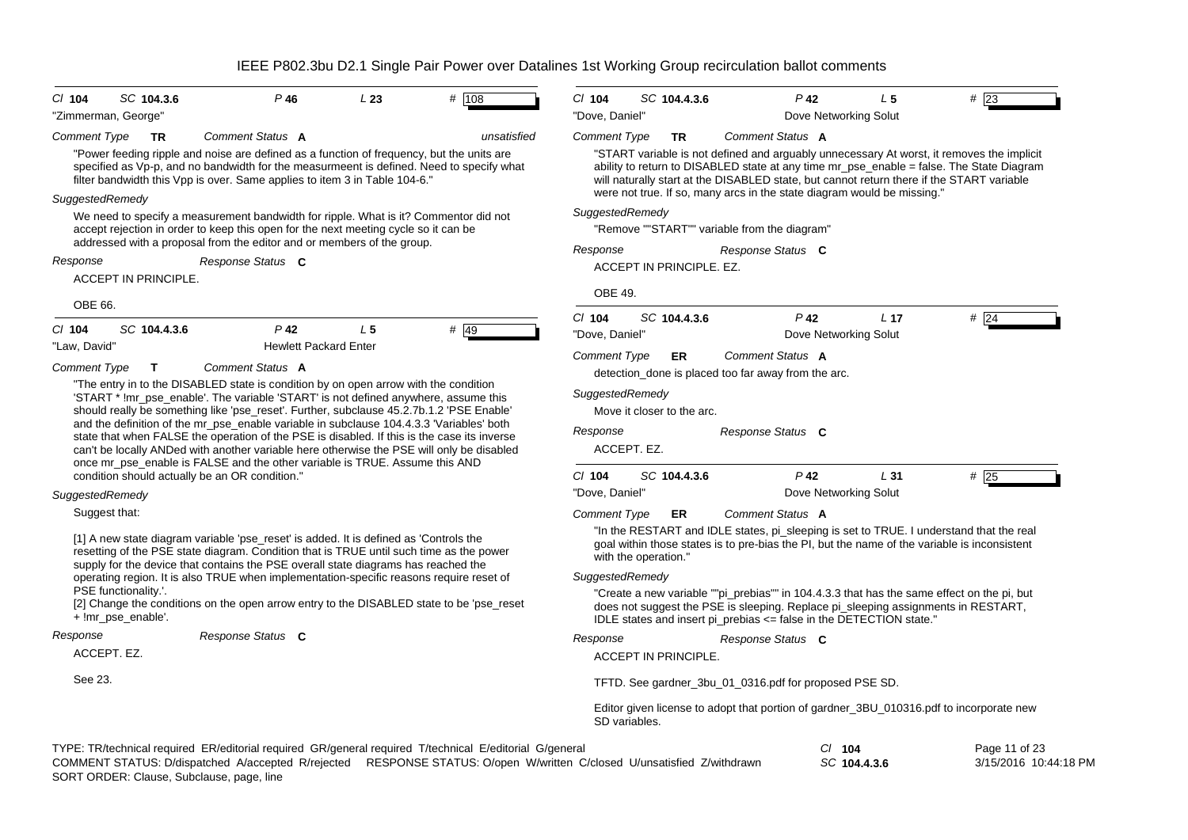**Cl** 104 **SC** 104.3.6 **P** 46 **L** 23 **#** 108

"Zimmerman, George"

*Comment Type* **TR** *Comment Status* **A** *unsatisfied*

"Power feeding ripple and noise are defined as a function of frequency, but the units are specified as Vp-p, and no bandwidth for the measurmeent is defined. Need to specify what filter bandwidth this Vpp is over. Same applies to item 3 in Table 104-6."

*SuggestedRemedy*

We need to specify a measurement bandwidth for ripple. What is it? Commentor did not accept rejection in order to keep this open for the next meeting cycle so it can be addressed with a proposal from the editor and or members of the group.

*Response* *Response Status* **C**

ACCEPT IN PRINCIPLE.

OBE 66.

---

**Cl** 104 **SC** 104.4.3.6 **P** 42 **L** 5 **#** 49

"Law, David" Hewlett Packard Enter

*Comment Type* **T** *Comment Status* **A**

"The entry in to the DISABLED state is condition by on open arrow with the condition 'START * !mr_pse_enable'. The variable 'START' is not defined anywhere, assume this should really be something like 'pse_reset'. Further, subclause 45.2.7b.1.2 'PSE Enable' and the definition of the mr_pse_enable variable in subclause 104.4.3.3 'Variables' both state that when FALSE the operation of the PSE is disabled. If this is the case its inverse can't be locally ANDed with another variable here otherwise the PSE will only be disabled once mr_pse_enable is FALSE and the other variable is TRUE. Assume this AND condition should actually be an OR condition."

*SuggestedRemedy*

Suggest that:

[1] A new state diagram variable 'pse_reset' is added. It is defined as 'Controls the resetting of the PSE state diagram. Condition that is TRUE until such time as the power supply for the device that contains the PSE overall state diagrams has reached the operating region. It is also TRUE when implementation-specific reasons require reset of PSE functionality.'.

[2] Change the conditions on the open arrow entry to the DISABLED state to be 'pse_reset + !mr_pse_enable'.

*Response* *Response Status* **C**

ACCEPT. EZ.

See 23.

---

**Cl** 104 **SC** 104.4.3.6 **P** 42 **L** 5 **#** 23

"Dove, Daniel" Dove Networking Solut

*Comment Type* **TR** *Comment Status* **A**

"START variable is not defined and arguably unnecessary At worst, it removes the implicit ability to return to DISABLED state at any time mr_pse_enable = false. The State Diagram will naturally start at the DISABLED state, but cannot return there if the START variable were not true. If so, many arcs in the state diagram would be missing."

*SuggestedRemedy*

"Remove ""START"" variable from the diagram"

*Response* *Response Status* **C**

ACCEPT IN PRINCIPLE. EZ.

OBE 49.

---

**Cl** 104 **SC** 104.4.3.6 **P** 42 **L** 17 **#** 24

"Dove, Daniel" Dove Networking Solut

*Comment Type* **ER** *Comment Status* **A**

detection_done is placed too far away from the arc.

*SuggestedRemedy*

Move it closer to the arc.

*Response* *Response Status* **C**

ACCEPT. EZ.

---

**Cl** 104 **SC** 104.4.3.6 **P** 42 **L** 31 **#** 25

"Dove, Daniel" Dove Networking Solut

*Comment Type* **ER** *Comment Status* **A**

"In the RESTART and IDLE states, pi_sleeping is set to TRUE. I understand that the real goal within those states is to pre-bias the PI, but the name of the variable is inconsistent with the operation."

*SuggestedRemedy*

"Create a new variable ""pi_prebias"" in 104.4.3.3 that has the same effect on the pi, but does not suggest the PSE is sleeping. Replace pi_sleeping assignments in RESTART, IDLE states and insert pi_prebias <= false in the DETECTION state."

*Response* *Response Status* **C**

ACCEPT IN PRINCIPLE.

TFTD. See gardner_3bu_01_0316.pdf for proposed PSE SD.

Editor given license to adopt that portion of gardner_3BU_010316.pdf to incorporate new SD variables.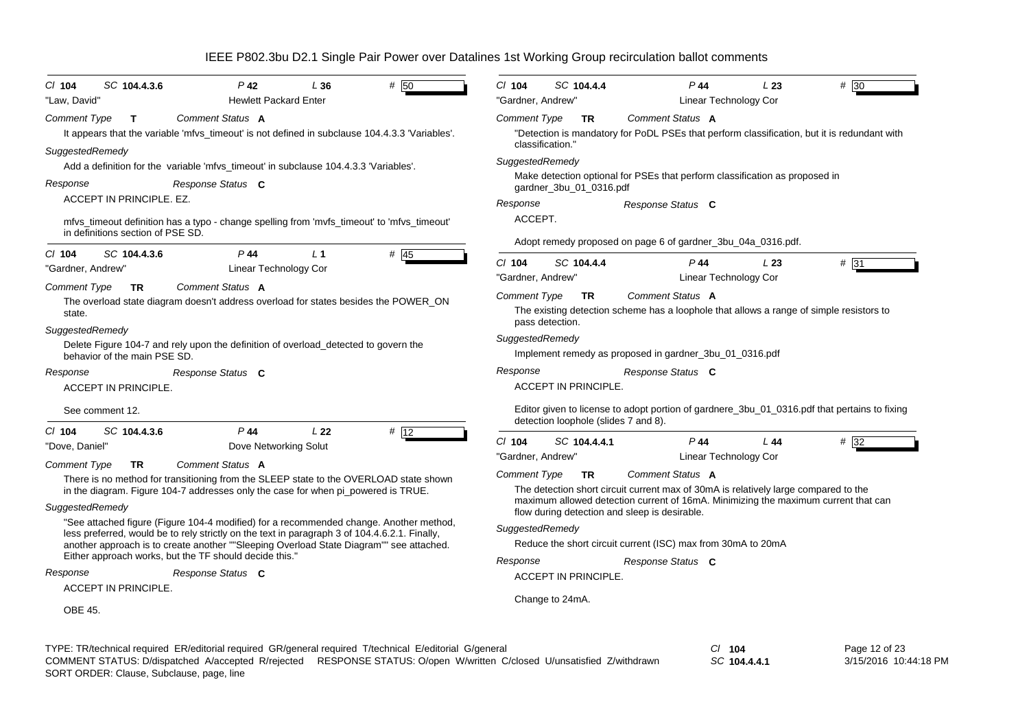Cl **104** SC **104.4.3.6** P **42** L **36** # 50

"Law, David" Hewlett Packard Enter

*Comment Type* **T** *Comment Status* **A**

It appears that the variable 'mfvs_timeout' is not defined in subclause 104.4.3.3 'Variables'.

*SuggestedRemedy*

Add a definition for the variable 'mfvs_timeout' in subclause 104.4.3.3 'Variables'.

*Response* *Response Status* **C**

ACCEPT IN PRINCIPLE. EZ.

mfvs_timeout definition has a typo - change spelling from 'mvfs_timeout' to 'mfvs_timeout' in definitions section of PSE SD.

---

Cl **104** SC **104.4.3.6** P **44** L **1** # 45

"Gardner, Andrew" Linear Technology Cor

*Comment Type* **TR** *Comment Status* **A**

The overload state diagram doesn't address overload for states besides the POWER_ON state.

*SuggestedRemedy*

Delete Figure 104-7 and rely upon the definition of overload_detected to govern the behavior of the main PSE SD.

*Response* *Response Status* **C**

ACCEPT IN PRINCIPLE.

See comment 12.

---

Cl **104** SC **104.4.3.6** P **44** L **22** # 12

"Dove, Daniel" Dove Networking Solut

*Comment Type* **TR** *Comment Status* **A**

There is no method for transitioning from the SLEEP state to the OVERLOAD state shown in the diagram. Figure 104-7 addresses only the case for when pi_powered is TRUE.

*SuggestedRemedy*

"See attached figure (Figure 104-4 modified) for a recommended change. Another method, less preferred, would be to rely strictly on the text in paragraph 3 of 104.4.6.2.1. Finally, another approach is to create another ""Sleeping Overload State Diagram"" see attached. Either approach works, but the TF should decide this."

*Response* *Response Status* **C**

ACCEPT IN PRINCIPLE.

OBE 45.

---

Cl **104** SC **104.4.4** P **44** L **23** # 30

"Gardner, Andrew" Linear Technology Cor

*Comment Type* **TR** *Comment Status* **A**

"Detection is mandatory for PoDL PSEs that perform classification, but it is redundant with classification."

*SuggestedRemedy*

Make detection optional for PSEs that perform classification as proposed in gardner_3bu_01_0316.pdf

*Response* *Response Status* **C**

ACCEPT.

Adopt remedy proposed on page 6 of gardner_3bu_04a_0316.pdf.

---

Cl **104** SC **104.4.4** P **44** L **23** # 31

"Gardner, Andrew" Linear Technology Cor

*Comment Type* **TR** *Comment Status* **A**

The existing detection scheme has a loophole that allows a range of simple resistors to pass detection.

*SuggestedRemedy*

Implement remedy as proposed in gardner_3bu_01_0316.pdf

*Response* *Response Status* **C**

ACCEPT IN PRINCIPLE.

Editor given to license to adopt portion of gardnere_3bu_01_0316.pdf that pertains to fixing detection loophole (slides 7 and 8).

---

Cl **104** SC **104.4.4.1** P **44** L **44** # 32

"Gardner, Andrew" Linear Technology Cor

*Comment Type* **TR** *Comment Status* **A**

The detection short circuit current max of 30mA is relatively large compared to the maximum allowed detection current of 16mA. Minimizing the maximum current that can flow during detection and sleep is desirable.

*SuggestedRemedy*

Reduce the short circuit current (ISC) max from 30mA to 20mA

*Response* *Response Status* **C**

ACCEPT IN PRINCIPLE.

Change to 24mA.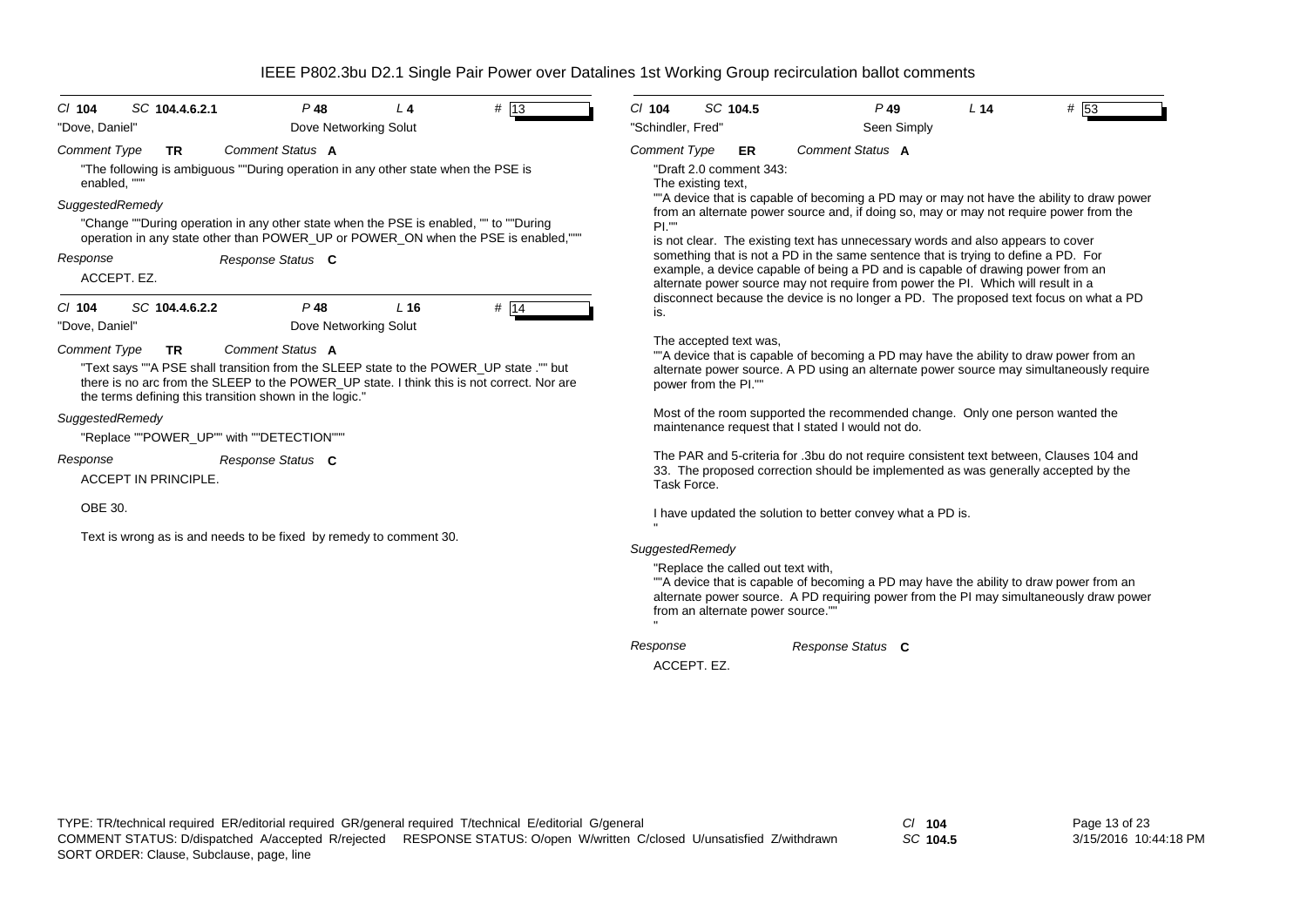IEEE P802.3bu D2.1 Single Pair Power over Datalines 1st Working Group recirculation ballot comments

**Cl** 104 **SC** 104.4.6.2.1 **P** 48 **L** 4 **#** 13

"Dove, Daniel" — Dove Networking Solut

*Comment Type* **TR** *Comment Status* **A**

"The following is ambiguous ""During operation in any other state when the PSE is enabled, """

*SuggestedRemedy*

"Change ""During operation in any other state when the PSE is enabled, "" to ""During operation in any state other than POWER_UP or POWER_ON when the PSE is enabled,"""

*Response* *Response Status* **C**

ACCEPT. EZ.

---

**Cl** 104 **SC** 104.4.6.2.2 **P** 48 **L** 16 **#** 14

"Dove, Daniel" — Dove Networking Solut

*Comment Type* **TR** *Comment Status* **A**

"Text says ""A PSE shall transition from the SLEEP state to the POWER_UP state ."" but there is no arc from the SLEEP to the POWER_UP state. I think this is not correct. Nor are the terms defining this transition shown in the logic."

*SuggestedRemedy*

"Replace ""POWER_UP"" with ""DETECTION"""

*Response* *Response Status* **C**

ACCEPT IN PRINCIPLE.

OBE 30.

Text is wrong as is and needs to be fixed by remedy to comment 30.

---

**Cl** 104 **SC** 104.5 **P** 49 **L** 14 **#** 53

"Schindler, Fred" — Seen Simply

*Comment Type* **ER** *Comment Status* **A**

"Draft 2.0 comment 343:
The existing text,
""A device that is capable of becoming a PD may or may not have the ability to draw power from an alternate power source and, if doing so, may or may not require power from the PI.""
is not clear. The existing text has unnecessary words and also appears to cover something that is not a PD in the same sentence that is trying to define a PD. For example, a device capable of being a PD and is capable of drawing power from an alternate power source may not require from power the PI. Which will result in a disconnect because the device is no longer a PD. The proposed text focus on what a PD is.

The accepted text was,
""A device that is capable of becoming a PD may have the ability to draw power from an alternate power source. A PD using an alternate power source may simultaneously require power from the PI.""

Most of the room supported the recommended change. Only one person wanted the maintenance request that I stated I would not do.

The PAR and 5-criteria for .3bu do not require consistent text between, Clauses 104 and 33. The proposed correction should be implemented as was generally accepted by the Task Force.

I have updated the solution to better convey what a PD is.
"

*SuggestedRemedy*

"Replace the called out text with,
""A device that is capable of becoming a PD may have the ability to draw power from an alternate power source. A PD requiring power from the PI may simultaneously draw power from an alternate power source.""
"

*Response* *Response Status* **C**

ACCEPT. EZ.

---

TYPE: TR/technical required ER/editorial required GR/general required T/technical E/editorial G/general
COMMENT STATUS: D/dispatched A/accepted R/rejected RESPONSE STATUS: O/open W/written C/closed U/unsatisfied Z/withdrawn
SORT ORDER: Clause, Subclause, page, line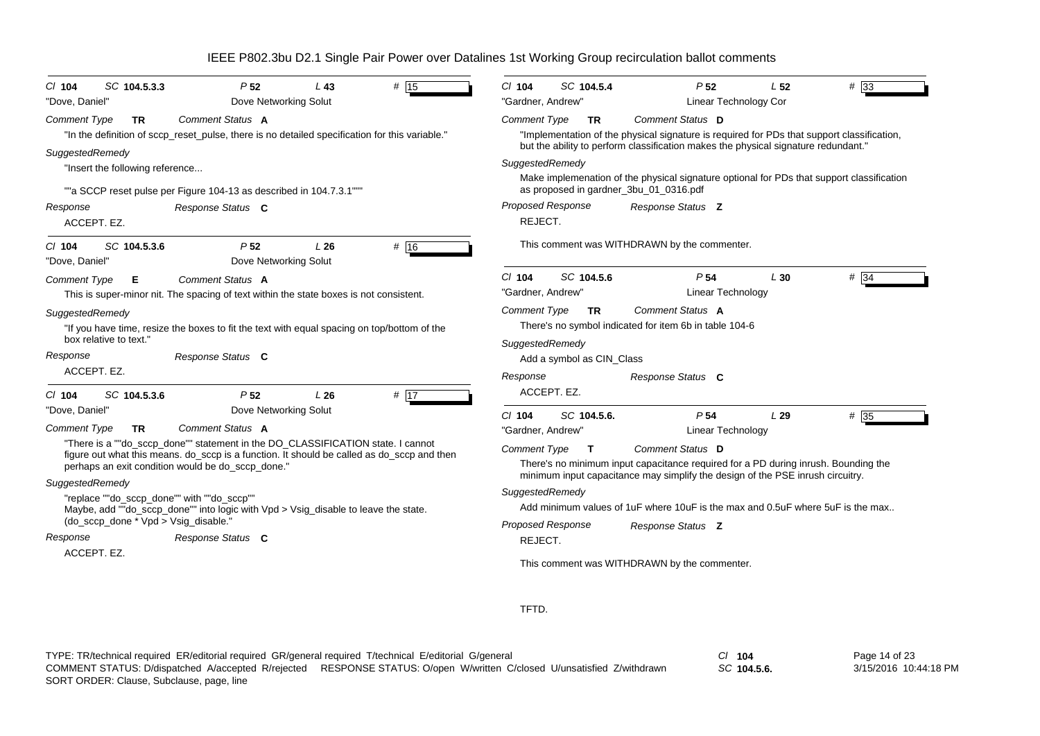Cl 104 SC 104.5.3.3 P 52 L 43 # 15

"Dove, Daniel" Dove Networking Solut

Comment Type **TR** Comment Status **A**

"In the definition of sccp_reset_pulse, there is no detailed specification for this variable."

SuggestedRemedy

"Insert the following reference...

""a SCCP reset pulse per Figure 104-13 as described in 104.7.3.1"""

Response Response Status **C**

ACCEPT. EZ.

---

Cl 104 SC 104.5.3.6 P 52 L 26 # 16

"Dove, Daniel" Dove Networking Solut

Comment Type **E** Comment Status **A**

This is super-minor nit. The spacing of text within the state boxes is not consistent.

SuggestedRemedy

"If you have time, resize the boxes to fit the text with equal spacing on top/bottom of the box relative to text."

Response Response Status **C**

ACCEPT. EZ.

---

Cl 104 SC 104.5.3.6 P 52 L 26 # 17

"Dove, Daniel" Dove Networking Solut

Comment Type **TR** Comment Status **A**

"There is a ""do_sccp_done"" statement in the DO_CLASSIFICATION state. I cannot figure out what this means. do_sccp is a function. It should be called as do_sccp and then perhaps an exit condition would be do_sccp_done."

SuggestedRemedy

"replace ""do_sccp_done"" with ""do_sccp""
Maybe, add ""do_sccp_done"" into logic with Vpd > Vsig_disable to leave the state.
(do_sccp_done * Vpd > Vsig_disable."

Response Response Status **C**

ACCEPT. EZ.

---

Cl 104 SC 104.5.4 P 52 L 52 # 33

"Gardner, Andrew" Linear Technology Cor

Comment Type **TR** Comment Status **D**

"Implementation of the physical signature is required for PDs that support classification, but the ability to perform classification makes the physical signature redundant."

SuggestedRemedy

Make implemenation of the physical signature optional for PDs that support classification as proposed in gardner_3bu_01_0316.pdf

Proposed Response Response Status **Z**

REJECT.

This comment was WITHDRAWN by the commenter.

---

Cl 104 SC 104.5.6 P 54 L 30 # 34

"Gardner, Andrew" Linear Technology

Comment Type **TR** Comment Status **A**

There's no symbol indicated for item 6b in table 104-6

SuggestedRemedy

Add a symbol as CIN_Class

Response Response Status **C**

ACCEPT. EZ.

---

Cl 104 SC 104.5.6. P 54 L 29 # 35

"Gardner, Andrew" Linear Technology

Comment Type **T** Comment Status **D**

There's no minimum input capacitance required for a PD during inrush. Bounding the minimum input capacitance may simplify the design of the PSE inrush circuitry.

SuggestedRemedy

Add minimum values of 1uF where 10uF is the max and 0.5uF where 5uF is the max..

Proposed Response Response Status **Z**

REJECT.

This comment was WITHDRAWN by the commenter.

TFTD.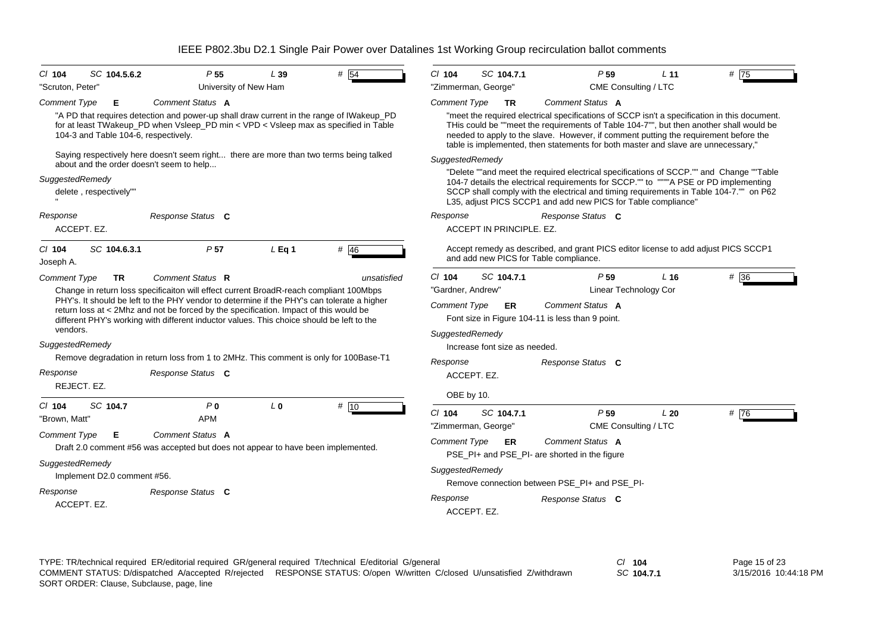# IEEE P802.3bu D2.1 Single Pair Power over Datalines 1st Working Group recirculation ballot comments

---

**Cl** 104 **SC** 104.5.6.2 **P** 55 **L** 39 **#** 54

"Scruton, Peter" — University of New Ham

**Comment Type** E **Comment Status** A

"A PD that requires detection and power-up shall draw current in the range of IWakeup_PD for at least TWakeup_PD when Vsleep_PD min < VPD < Vsleep max as specified in Table 104-3 and Table 104-6, respectively.

Saying respectively here doesn't seem right... there are more than two terms being talked about and the order doesn't seem to help...

**SuggestedRemedy**

delete , respectively""
"

**Response** **Response Status** C

ACCEPT. EZ.

---

**Cl** 104 **SC** 104.6.3.1 **P** 57 **L** Eq 1 **#** 46

Joseph A.

**Comment Type** TR **Comment Status** R *unsatisfied*

Change in return loss specificaiton will effect current BroadR-reach compliant 100Mbps PHY's. It should be left to the PHY vendor to determine if the PHY's can tolerate a higher return loss at < 2Mhz and not be forced by the specification. Impact of this would be different PHY's working with different inductor values. This choice should be left to the vendors.

**SuggestedRemedy**

Remove degradation in return loss from 1 to 2MHz. This comment is only for 100Base-T1

**Response** **Response Status** C

REJECT. EZ.

---

**Cl** 104 **SC** 104.7 **P** 0 **L** 0 **#** 10

"Brown, Matt" — APM

**Comment Type** E **Comment Status** A

Draft 2.0 comment #56 was accepted but does not appear to have been implemented.

**SuggestedRemedy**

Implement D2.0 comment #56.

**Response** **Response Status** C

ACCEPT. EZ.

---

**Cl** 104 **SC** 104.7.1 **P** 59 **L** 11 **#** 75

"Zimmerman, George" — CME Consulting / LTC

**Comment Type** TR **Comment Status** A

"meet the required electrical specifications of SCCP isn't a specification in this document. THis could be ""meet the requirements of Table 104-7"", but then another shall would be needed to apply to the slave. However, if comment putting the requirement before the table is implemented, then statements for both master and slave are unnecessary,"

**SuggestedRemedy**

"Delete ""and meet the required electrical specifications of SCCP."" and Change ""Table 104-7 details the electrical requirements for SCCP."" to """"A PSE or PD implementing SCCP shall comply with the electrical and timing requirements in Table 104-7."" on P62 L35, adjust PICS SCCP1 and add new PICS for Table compliance"

**Response** **Response Status** C

ACCEPT IN PRINCIPLE. EZ.

Accept remedy as described, and grant PICS editor license to add adjust PICS SCCP1 and add new PICS for Table compliance.

---

**Cl** 104 **SC** 104.7.1 **P** 59 **L** 16 **#** 36

"Gardner, Andrew" — Linear Technology Cor

**Comment Type** ER **Comment Status** A

Font size in Figure 104-11 is less than 9 point.

**SuggestedRemedy**

Increase font size as needed.

**Response** **Response Status** C

ACCEPT. EZ.

OBE by 10.

---

**Cl** 104 **SC** 104.7.1 **P** 59 **L** 20 **#** 76

"Zimmerman, George" — CME Consulting / LTC

**Comment Type** ER **Comment Status** A

PSE_PI+ and PSE_PI- are shorted in the figure

**SuggestedRemedy**

Remove connection between PSE_PI+ and PSE_PI-

**Response** **Response Status** C

ACCEPT. EZ.

---

TYPE: TR/technical required ER/editorial required GR/general required T/technical E/editorial G/general
COMMENT STATUS: D/dispatched A/accepted R/rejected RESPONSE STATUS: O/open W/written C/closed U/unsatisfied Z/withdrawn
SORT ORDER: Clause, Subclause, page, line

Cl 104 SC 104.7.1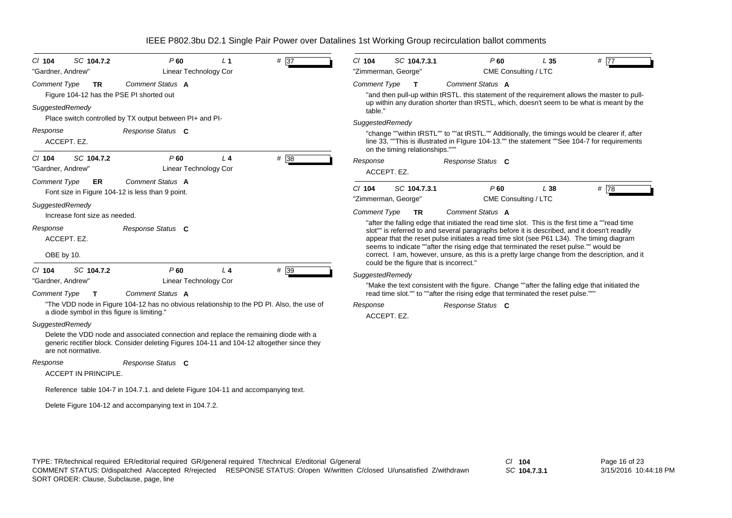IEEE P802.3bu D2.1 Single Pair Power over Datalines 1st Working Group recirculation ballot comments

---

Cl **104** SC **104.7.2** P **60** L **1** # 37

"Gardner, Andrew" Linear Technology Cor

*Comment Type* **TR** *Comment Status* **A**

Figure 104-12 has the PSE PI shorted out

*SuggestedRemedy*

Place switch controlled by TX output between PI+ and PI-

*Response* *Response Status* **C**

ACCEPT. EZ.

---

Cl **104** SC **104.7.2** P **60** L **4** # 38

"Gardner, Andrew" Linear Technology Cor

*Comment Type* **ER** *Comment Status* **A**

Font size in Figure 104-12 is less than 9 point.

*SuggestedRemedy*

Increase font size as needed.

*Response* *Response Status* **C**

ACCEPT. EZ.

OBE by 10.

---

Cl **104** SC **104.7.2** P **60** L **4** # 39

"Gardner, Andrew" Linear Technology Cor

*Comment Type* **T** *Comment Status* **A**

"The VDD node in Figure 104-12 has no obvious relationship to the PD PI. Also, the use of a diode symbol in this figure is limiting."

*SuggestedRemedy*

Delete the VDD node and associated connection and replace the remaining diode with a generic rectifier block. Consider deleting Figures 104-11 and 104-12 altogether since they are not normative.

*Response* *Response Status* **C**

ACCEPT IN PRINCIPLE.

Reference table 104-7 in 104.7.1. and delete Figure 104-11 and accompanying text.

Delete Figure 104-12 and accompanying text in 104.7.2.

---

Cl **104** SC **104.7.3.1** P **60** L **35** # 77

"Zimmerman, George" CME Consulting / LTC

*Comment Type* **T** *Comment Status* **A**

"and then pull-up within tRSTL. this statement of the requirement allows the master to pull-up within any duration shorter than tRSTL, which, doesn't seem to be what is meant by the table."

*SuggestedRemedy*

"change ""within tRSTL"" to ""at tRSTL."" Additionally, the timings would be clearer if, after line 33, ""This is illustrated in FIgure 104-13."" the statement ""See 104-7 for requirements on the timing relationships."""

*Response* *Response Status* **C**

ACCEPT. EZ.

---

Cl **104** SC **104.7.3.1** P **60** L **38** # 78

"Zimmerman, George" CME Consulting / LTC

*Comment Type* **TR** *Comment Status* **A**

"after the falling edge that initiated the read time slot. This is the first time a ""read time slot"" is referred to and several paragraphs before it is described, and it doesn't readily appear that the reset pulse initiates a read time slot (see P61 L34). The timing diagram seems to indicate ""after the rising edge that terminated the reset pulse."" would be correct. I am, however, unsure, as this is a pretty large change from the description, and it could be the figure that is incorrect."

*SuggestedRemedy*

"Make the text consistent with the figure. Change ""after the falling edge that initiated the read time slot."" to ""after the rising edge that terminated the reset pulse."""

*Response* *Response Status* **C**

ACCEPT. EZ.

---

TYPE: TR/technical required ER/editorial required GR/general required T/technical E/editorial G/general
COMMENT STATUS: D/dispatched A/accepted R/rejected RESPONSE STATUS: O/open W/written C/closed U/unsatisfied Z/withdrawn
SORT ORDER: Clause, Subclause, page, line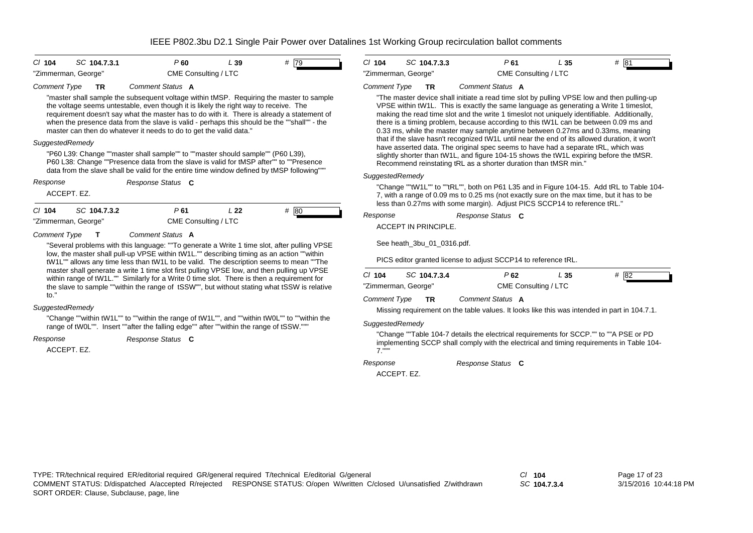# IEEE P802.3bu D2.1 Single Pair Power over Datalines 1st Working Group recirculation ballot comments

**Cl** 104 **SC** 104.7.3.1 **P** 60 **L** 39 **#** 79

"Zimmerman, George" CME Consulting / LTC

*Comment Type* **TR** *Comment Status* **A**

"master shall sample the subsequent voltage within tMSP. Requiring the master to sample the voltage seems untestable, even though it is likely the right way to receive. The requirement doesn't say what the master has to do with it. There is already a statement of when the presence data from the slave is valid - perhaps this should be the ""shall"" - the master can then do whatever it needs to do to get the valid data."

*SuggestedRemedy*

"P60 L39: Change ""master shall sample"" to ""master should sample"" (P60 L39), P60 L38: Change ""Presence data from the slave is valid for tMSP after"" to ""Presence data from the slave shall be valid for the entire time window defined by tMSP following"""

*Response* *Response Status* **C**

ACCEPT. EZ.

---

**Cl** 104 **SC** 104.7.3.2 **P** 61 **L** 22 **#** 80

"Zimmerman, George" CME Consulting / LTC

*Comment Type* **T** *Comment Status* **A**

"Several problems with this language: ""To generate a Write 1 time slot, after pulling VPSE low, the master shall pull-up VPSE within tW1L."" describing timing as an action ""within tW1L"" allows any time less than tW1L to be valid. The description seems to mean ""The master shall generate a write 1 time slot first pulling VPSE low, and then pulling up VPSE within range of tW1L."" Similarly for a Write 0 time slot. There is then a requirement for the slave to sample ""within the range of tSSW"", but without stating what tSSW is relative to."

*SuggestedRemedy*

"Change ""within tW1L"" to ""within the range of tW1L"", and ""within tW0L"" to ""within the range of tW0L"". Insert ""after the falling edge"" after ""within the range of tSSW."""

*Response* *Response Status* **C**

ACCEPT. EZ.

---

**Cl** 104 **SC** 104.7.3.3 **P** 61 **L** 35 **#** 81

"Zimmerman, George" CME Consulting / LTC

*Comment Type* **TR** *Comment Status* **A**

"The master device shall initiate a read time slot by pulling VPSE low and then pulling-up VPSE within tW1L. This is exactly the same language as generating a Write 1 timeslot, making the read time slot and the write 1 timeslot not uniquely identifiable. Additionally, there is a timing problem, because according to this tW1L can be between 0.09 ms and 0.33 ms, while the master may sample anytime between 0.27ms and 0.33ms, meaning that if the slave hasn't recognized tW1L until near the end of its allowed duration, it won't have asserted data. The original spec seems to have had a separate tRL, which was slightly shorter than tW1L, and figure 104-15 shows the tW1L expiring before the tMSR. Recommend reinstating tRL as a shorter duration than tMSR min."

*SuggestedRemedy*

"Change ""tW1L"" to ""tRL"", both on P61 L35 and in Figure 104-15. Add tRL to Table 104-7, with a range of 0.09 ms to 0.25 ms (not exactly sure on the max time, but it has to be less than 0.27ms with some margin). Adjust PICS SCCP14 to reference tRL."

*Response* *Response Status* **C**

ACCEPT IN PRINCIPLE.

See heath_3bu_01_0316.pdf.

PICS editor granted license to adjust SCCP14 to reference tRL.

---

**Cl** 104 **SC** 104.7.3.4 **P** 62 **L** 35 **#** 82

"Zimmerman, George" CME Consulting / LTC

*Comment Type* **TR** *Comment Status* **A**

Missing requirement on the table values. It looks like this was intended in part in 104.7.1.

*SuggestedRemedy*

"Change ""Table 104-7 details the electrical requirements for SCCP."" to ""A PSE or PD implementing SCCP shall comply with the electrical and timing requirements in Table 104-7."""

*Response* *Response Status* **C**

ACCEPT. EZ.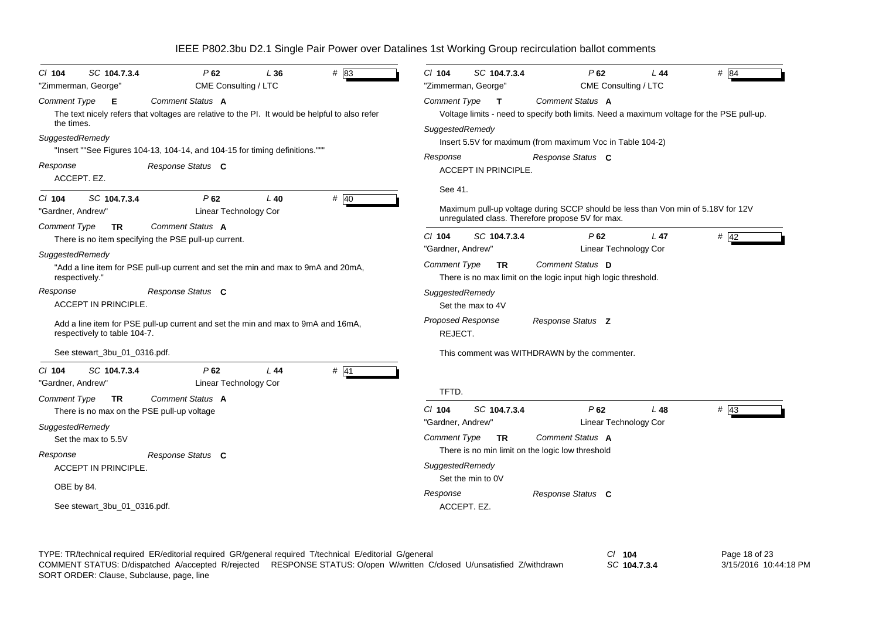# IEEE P802.3bu D2.1 Single Pair Power over Datalines 1st Working Group recirculation ballot comments

---

Cl **104** SC **104.7.3.4** P **62** L **36** # 83

"Zimmerman, George" CME Consulting / LTC

*Comment Type* **E** *Comment Status* **A**

The text nicely refers that voltages are relative to the PI. It would be helpful to also refer the times.

*SuggestedRemedy*

"Insert ""See Figures 104-13, 104-14, and 104-15 for timing definitions."""

*Response* *Response Status* **C**

ACCEPT. EZ.

---

Cl **104** SC **104.7.3.4** P **62** L **40** # 40

"Gardner, Andrew" Linear Technology Cor

*Comment Type* **TR** *Comment Status* **A**

There is no item specifying the PSE pull-up current.

*SuggestedRemedy*

"Add a line item for PSE pull-up current and set the min and max to 9mA and 20mA, respectively."

*Response* *Response Status* **C**

ACCEPT IN PRINCIPLE.

Add a line item for PSE pull-up current and set the min and max to 9mA and 16mA, respectively to table 104-7.

See stewart_3bu_01_0316.pdf.

---

Cl **104** SC **104.7.3.4** P **62** L **44** # 41

"Gardner, Andrew" Linear Technology Cor

*Comment Type* **TR** *Comment Status* **A**

There is no max on the PSE pull-up voltage

*SuggestedRemedy*

Set the max to 5.5V

*Response* *Response Status* **C**

ACCEPT IN PRINCIPLE.

OBE by 84.

See stewart_3bu_01_0316.pdf.

---

Cl **104** SC **104.7.3.4** P **62** L **44** # 84

"Zimmerman, George" CME Consulting / LTC

*Comment Type* **T** *Comment Status* **A**

Voltage limits - need to specify both limits. Need a maximum voltage for the PSE pull-up.

*SuggestedRemedy*

Insert 5.5V for maximum (from maximum Voc in Table 104-2)

*Response* *Response Status* **C**

ACCEPT IN PRINCIPLE.

See 41.

Maximum pull-up voltage during SCCP should be less than Von min of 5.18V for 12V unregulated class. Therefore propose 5V for max.

---

Cl **104** SC **104.7.3.4** P **62** L **47** # 42

"Gardner, Andrew" Linear Technology Cor

*Comment Type* **TR** *Comment Status* **D**

There is no max limit on the logic input high logic threshold.

*SuggestedRemedy*

Set the max to 4V

*Proposed Response* *Response Status* **Z**

REJECT.

This comment was WITHDRAWN by the commenter.

TFTD.

---

Cl **104** SC **104.7.3.4** P **62** L **48** # 43

"Gardner, Andrew" Linear Technology Cor

*Comment Type* **TR** *Comment Status* **A**

There is no min limit on the logic low threshold

*SuggestedRemedy*

Set the min to 0V

*Response* *Response Status* **C**

ACCEPT. EZ.

---

TYPE: TR/technical required ER/editorial required GR/general required T/technical E/editorial G/general
COMMENT STATUS: D/dispatched A/accepted R/rejected RESPONSE STATUS: O/open W/written C/closed U/unsatisfied Z/withdrawn
SORT ORDER: Clause, Subclause, page, line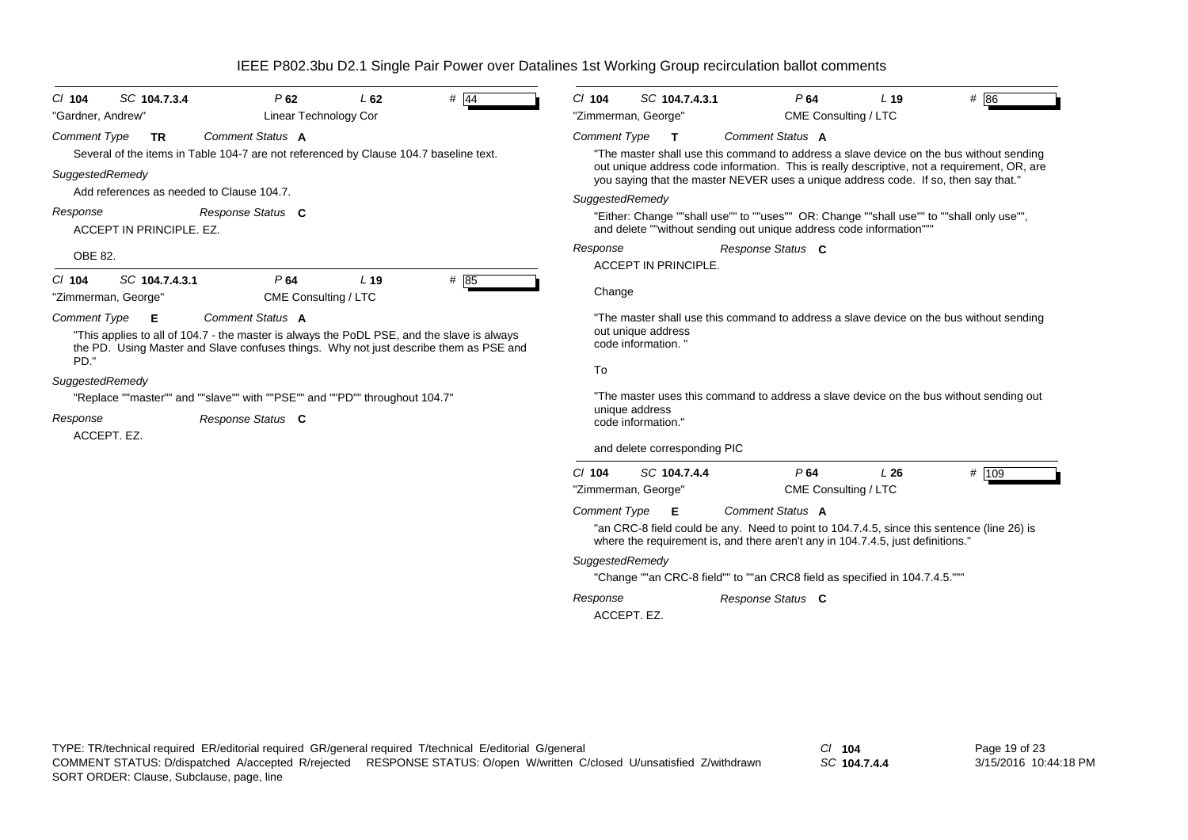# IEEE P802.3bu D2.1 Single Pair Power over Datalines 1st Working Group recirculation ballot comments

**Cl 104 SC 104.7.3.4 P 62 L 62 # 44**

"Gardner, Andrew" Linear Technology Cor

*Comment Type* **TR** *Comment Status* **A**

Several of the items in Table 104-7 are not referenced by Clause 104.7 baseline text.

*SuggestedRemedy*

Add references as needed to Clause 104.7.

*Response* *Response Status* **C**

ACCEPT IN PRINCIPLE. EZ.

OBE 82.

---

**Cl 104 SC 104.7.4.3.1 P 64 L 19 # 85**

"Zimmerman, George" CME Consulting / LTC

*Comment Type* **E** *Comment Status* **A**

"This applies to all of 104.7 - the master is always the PoDL PSE, and the slave is always the PD. Using Master and Slave confuses things. Why not just describe them as PSE and PD."

*SuggestedRemedy*

"Replace ""master"" and ""slave"" with ""PSE"" and ""PD"" throughout 104.7"

*Response* *Response Status* **C**

ACCEPT. EZ.

---

**Cl 104 SC 104.7.4.3.1 P 64 L 19 # 86**

"Zimmerman, George" CME Consulting / LTC

*Comment Type* **T** *Comment Status* **A**

"The master shall use this command to address a slave device on the bus without sending out unique address code information. This is really descriptive, not a requirement, OR, are you saying that the master NEVER uses a unique address code. If so, then say that."

*SuggestedRemedy*

"Either: Change ""shall use"" to ""uses"" OR: Change ""shall use"" to ""shall only use"", and delete ""without sending out unique address code information"""

*Response* *Response Status* **C**

ACCEPT IN PRINCIPLE.

Change

"The master shall use this command to address a slave device on the bus without sending out unique address code information. "

To

"The master uses this command to address a slave device on the bus without sending out unique address code information."

and delete corresponding PIC

---

**Cl 104 SC 104.7.4.4 P 64 L 26 # 109**

"Zimmerman, George" CME Consulting / LTC

*Comment Type* **E** *Comment Status* **A**

"an CRC-8 field could be any. Need to point to 104.7.4.5, since this sentence (line 26) is where the requirement is, and there aren't any in 104.7.4.5, just definitions."

*SuggestedRemedy*

"Change ""an CRC-8 field"" to ""an CRC8 field as specified in 104.7.4.5."""

*Response* *Response Status* **C**

ACCEPT. EZ.

---

TYPE: TR/technical required ER/editorial required GR/general required T/technical E/editorial G/general
COMMENT STATUS: D/dispatched A/accepted R/rejected RESPONSE STATUS: O/open W/written C/closed U/unsatisfied Z/withdrawn
SORT ORDER: Clause, Subclause, page, line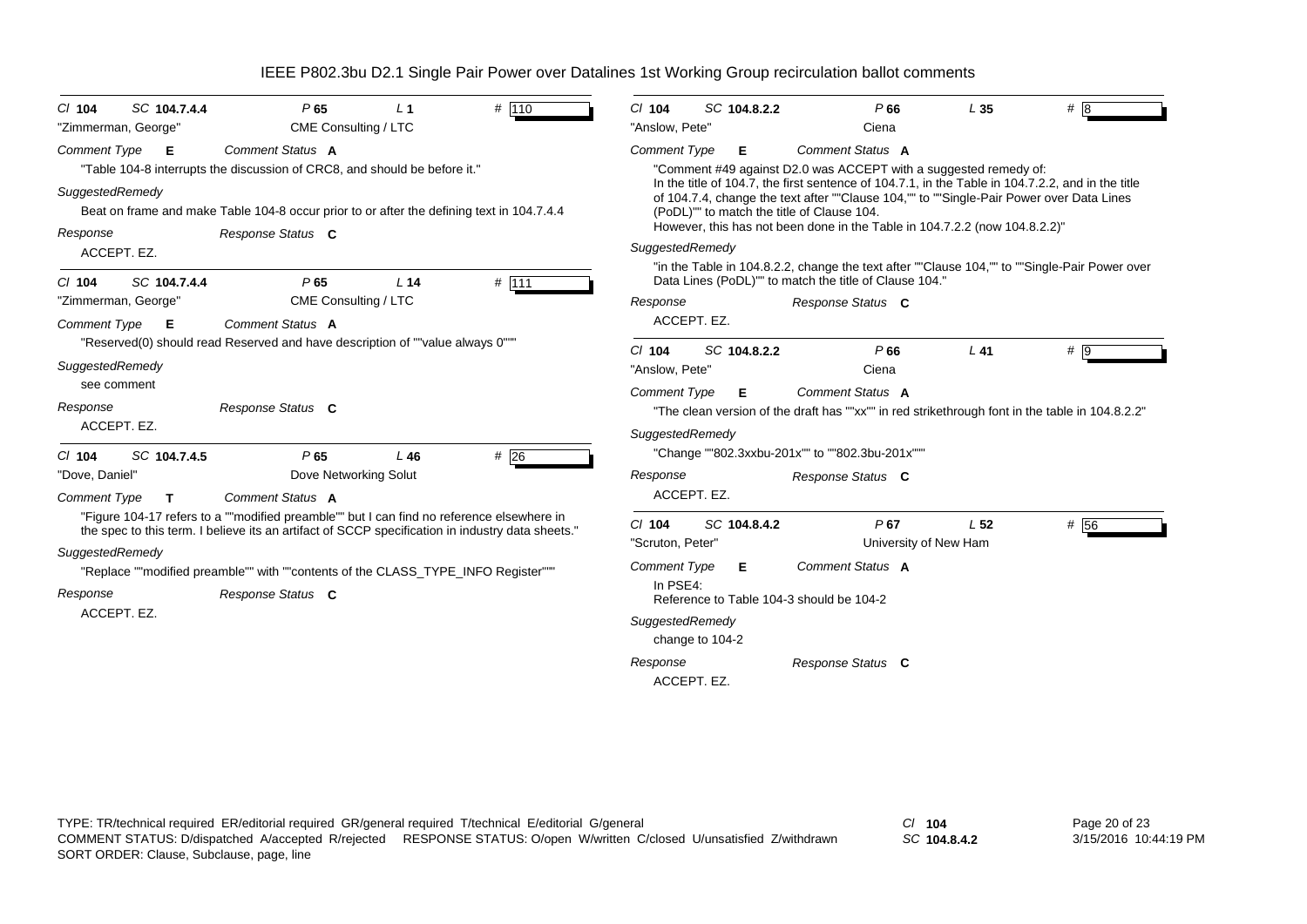IEEE P802.3bu D2.1 Single Pair Power over Datalines 1st Working Group recirculation ballot comments

---

Cl **104** SC **104.7.4.4** P **65** L **1** # 110
"Zimmerman, George" CME Consulting / LTC

Comment Type **E** Comment Status **A**

"Table 104-8 interrupts the discussion of CRC8, and should be before it."

SuggestedRemedy

Beat on frame and make Table 104-8 occur prior to or after the defining text in 104.7.4.4

Response Response Status **C**

ACCEPT. EZ.

---

Cl **104** SC **104.7.4.4** P **65** L **14** # 111
"Zimmerman, George" CME Consulting / LTC

Comment Type **E** Comment Status **A**

"Reserved(0) should read Reserved and have description of ""value always 0"""

SuggestedRemedy

see comment

Response Response Status **C**

ACCEPT. EZ.

---

Cl **104** SC **104.7.4.5** P **65** L **46** # 26
"Dove, Daniel" Dove Networking Solut

Comment Type **T** Comment Status **A**

"Figure 104-17 refers to a ""modified preamble"" but I can find no reference elsewhere in the spec to this term. I believe its an artifact of SCCP specification in industry data sheets."

SuggestedRemedy

"Replace ""modified preamble"" with ""contents of the CLASS_TYPE_INFO Register"""

Response Response Status **C**

ACCEPT. EZ.

---

Cl **104** SC **104.8.2.2** P **66** L **35** # 8
"Anslow, Pete" Ciena

Comment Type **E** Comment Status **A**

"Comment #49 against D2.0 was ACCEPT with a suggested remedy of:
In the title of 104.7, the first sentence of 104.7.1, in the Table in 104.7.2.2, and in the title of 104.7.4, change the text after ""Clause 104,"" to ""Single-Pair Power over Data Lines (PoDL)"" to match the title of Clause 104.
However, this has not been done in the Table in 104.7.2.2 (now 104.8.2.2)"

SuggestedRemedy

"in the Table in 104.8.2.2, change the text after ""Clause 104,"" to ""Single-Pair Power over Data Lines (PoDL)"" to match the title of Clause 104."

Response Response Status **C**

ACCEPT. EZ.

---

Cl **104** SC **104.8.2.2** P **66** L **41** # 9
"Anslow, Pete" Ciena

Comment Type **E** Comment Status **A**

"The clean version of the draft has ""xx"" in red strikethrough font in the table in 104.8.2.2"

SuggestedRemedy

"Change ""802.3xxbu-201x"" to ""802.3bu-201x"""

Response Response Status **C**

ACCEPT. EZ.

---

Cl **104** SC **104.8.4.2** P **67** L **52** # 56
"Scruton, Peter" University of New Ham

Comment Type **E** Comment Status **A**

In PSE4:
Reference to Table 104-3 should be 104-2

SuggestedRemedy

change to 104-2

Response Response Status **C**

ACCEPT. EZ.

---

TYPE: TR/technical required ER/editorial required GR/general required T/technical E/editorial G/general
COMMENT STATUS: D/dispatched A/accepted R/rejected RESPONSE STATUS: O/open W/written C/closed U/unsatisfied Z/withdrawn
SORT ORDER: Clause, Subclause, page, line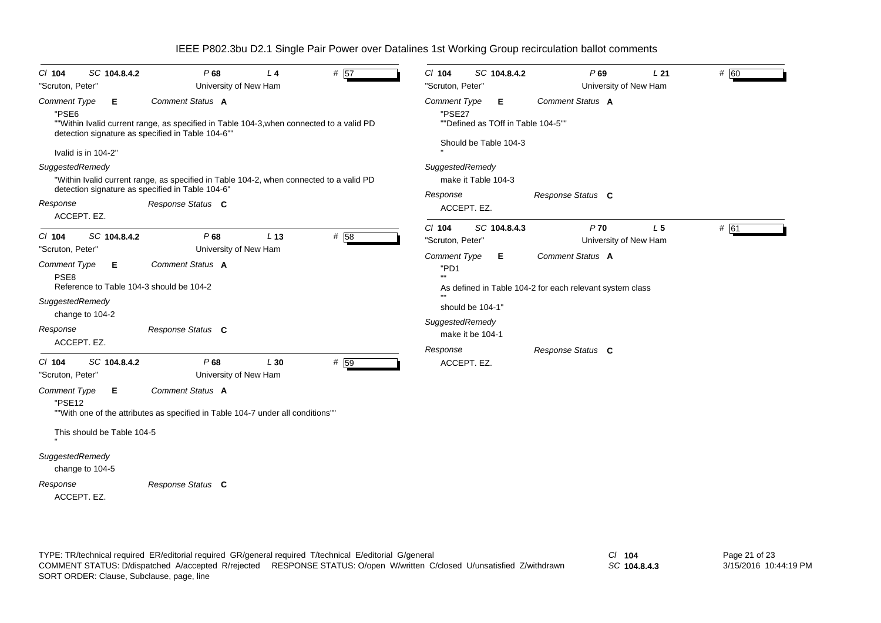# IEEE P802.3bu D2.1 Single Pair Power over Datalines 1st Working Group recirculation ballot comments

---

*Cl* **104** *SC* **104.8.4.2** *P* **68** *L* **4** *#* **57**

"Scruton, Peter" University of New Ham

*Comment Type* **E** *Comment Status* **A**

"PSE6
""Within Ivalid current range, as specified in Table 104-3,when connected to a valid PD detection signature as specified in Table 104-6""

Ivalid is in 104-2"

*SuggestedRemedy*

"Within Ivalid current range, as specified in Table 104-2, when connected to a valid PD detection signature as specified in Table 104-6"

*Response* *Response Status* **C**

ACCEPT. EZ.

---

*Cl* **104** *SC* **104.8.4.2** *P* **68** *L* **13** *#* **58**

"Scruton, Peter" University of New Ham

*Comment Type* **E** *Comment Status* **A**

PSE8
Reference to Table 104-3 should be 104-2

*SuggestedRemedy*

change to 104-2

*Response* *Response Status* **C**

ACCEPT. EZ.

---

*Cl* **104** *SC* **104.8.4.2** *P* **68** *L* **30** *#* **59**

"Scruton, Peter" University of New Ham

*Comment Type* **E** *Comment Status* **A**

"PSE12
""With one of the attributes as specified in Table 104-7 under all conditions""

This should be Table 104-5
"

*SuggestedRemedy*

change to 104-5

*Response* *Response Status* **C**

ACCEPT. EZ.

---

*Cl* **104** *SC* **104.8.4.2** *P* **69** *L* **21** *#* **60**

"Scruton, Peter" University of New Ham

*Comment Type* **E** *Comment Status* **A**

"PSE27
""Defined as TOff in Table 104-5""

Should be Table 104-3
"

*SuggestedRemedy*

make it Table 104-3

*Response* *Response Status* **C**

ACCEPT. EZ.

---

*Cl* **104** *SC* **104.8.4.3** *P* **70** *L* **5** *#* **61**

"Scruton, Peter" University of New Ham

*Comment Type* **E** *Comment Status* **A**

"PD1
""
As defined in Table 104-2 for each relevant system class
""
should be 104-1"

*SuggestedRemedy*

make it be 104-1

*Response* *Response Status* **C**

ACCEPT. EZ.

---

TYPE: TR/technical required ER/editorial required GR/general required T/technical E/editorial G/general
COMMENT STATUS: D/dispatched A/accepted R/rejected RESPONSE STATUS: O/open W/written C/closed U/unsatisfied Z/withdrawn
SORT ORDER: Clause, Subclause, page, line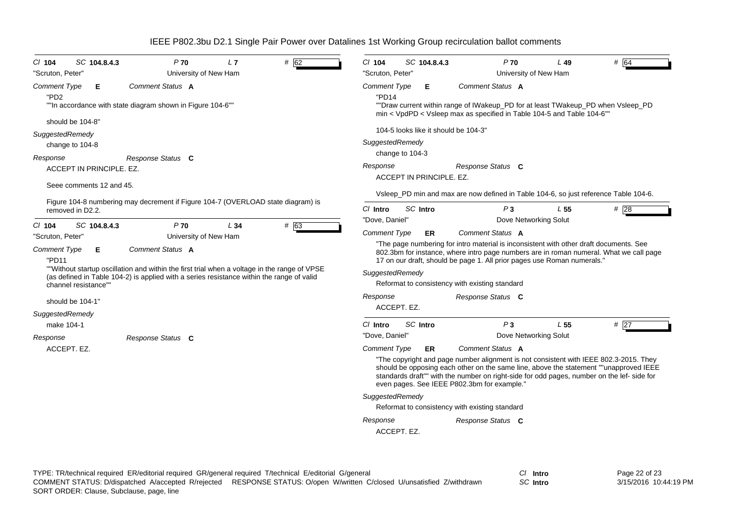IEEE P802.3bu D2.1 Single Pair Power over Datalines 1st Working Group recirculation ballot comments

---

Cl **104** SC **104.8.4.3** P **70** L **7** # **62**

"Scruton, Peter" University of New Ham

*Comment Type* **E** *Comment Status* **A**

"PD2
""In accordance with state diagram shown in Figure 104-6""

should be 104-8"

*SuggestedRemedy*

change to 104-8

*Response* *Response Status* **C**

ACCEPT IN PRINCIPLE. EZ.

Seee comments 12 and 45.

Figure 104-8 numbering may decrement if Figure 104-7 (OVERLOAD state diagram) is removed in D2.2.

---

Cl **104** SC **104.8.4.3** P **70** L **34** # **63**

"Scruton, Peter" University of New Ham

*Comment Type* **E** *Comment Status* **A**

"PD11
""Without startup oscillation and within the first trial when a voltage in the range of VPSE (as defined in Table 104-2) is applied with a series resistance within the range of valid channel resistance""

should be 104-1"

*SuggestedRemedy*

make 104-1

*Response* *Response Status* **C**

ACCEPT. EZ.

---

Cl **104** SC **104.8.4.3** P **70** L **49** # **64**

"Scruton, Peter" University of New Ham

*Comment Type* **E** *Comment Status* **A**

"PD14
""Draw current within range of IWakeup_PD for at least TWakeup_PD when Vsleep_PD min < VpdPD < Vsleep max as specified in Table 104-5 and Table 104-6""

104-5 looks like it should be 104-3"

*SuggestedRemedy*

change to 104-3

*Response* *Response Status* **C**

ACCEPT IN PRINCIPLE. EZ.

Vsleep_PD min and max are now defined in Table 104-6, so just reference Table 104-6.

---

Cl **Intro** SC **Intro** P **3** L **55** # **28**

"Dove, Daniel" Dove Networking Solut

*Comment Type* **ER** *Comment Status* **A**

"The page numbering for intro material is inconsistent with other draft documents. See 802.3bm for instance, where intro page numbers are in roman numeral. What we call page 17 on our draft, should be page 1. All prior pages use Roman numerals."

*SuggestedRemedy*

Reformat to consistency with existing standard

*Response* *Response Status* **C**

ACCEPT. EZ.

---

Cl **Intro** SC **Intro** P **3** L **55** # **27**

"Dove, Daniel" Dove Networking Solut

*Comment Type* **ER** *Comment Status* **A**

"The copyright and page number alignment is not consistent with IEEE 802.3-2015. They should be opposing each other on the same line, above the statement ""unapproved IEEE standards draft"" with the number on right-side for odd pages, number on the lef- side for even pages. See IEEE P802.3bm for example."

*SuggestedRemedy*

Reformat to consistency with existing standard

*Response* *Response Status* **C**

ACCEPT. EZ.

---

TYPE: TR/technical required ER/editorial required GR/general required T/technical E/editorial G/general
COMMENT STATUS: D/dispatched A/accepted R/rejected RESPONSE STATUS: O/open W/written C/closed U/unsatisfied Z/withdrawn
SORT ORDER: Clause, Subclause, page, line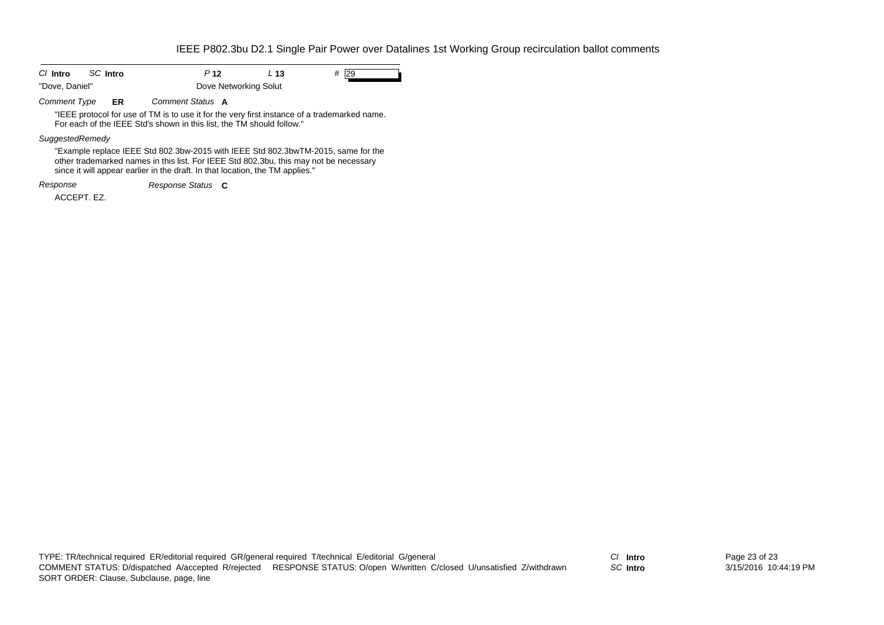IEEE P802.3bu D2.1 Single Pair Power over Datalines 1st Working Group recirculation ballot comments

*Cl* **Intro** *SC* **Intro** *P* **12** *L* **13** # 29

"Dove, Daniel" Dove Networking Solut

*Comment Type* **ER** *Comment Status* **A**

"IEEE protocol for use of TM is to use it for the very first instance of a trademarked name. For each of the IEEE Std's shown in this list, the TM should follow."

*SuggestedRemedy*

"Example replace IEEE Std 802.3bw-2015 with IEEE Std 802.3bwTM-2015, same for the other trademarked names in this list. For IEEE Std 802.3bu, this may not be necessary since it will appear earlier in the draft. In that location, the TM applies."

*Response* *Response Status* **C**

ACCEPT. EZ.

TYPE: TR/technical required ER/editorial required GR/general required T/technical E/editorial G/general
COMMENT STATUS: D/dispatched A/accepted R/rejected RESPONSE STATUS: O/open W/written C/closed U/unsatisfied Z/withdrawn
SORT ORDER: Clause, Subclause, page, line